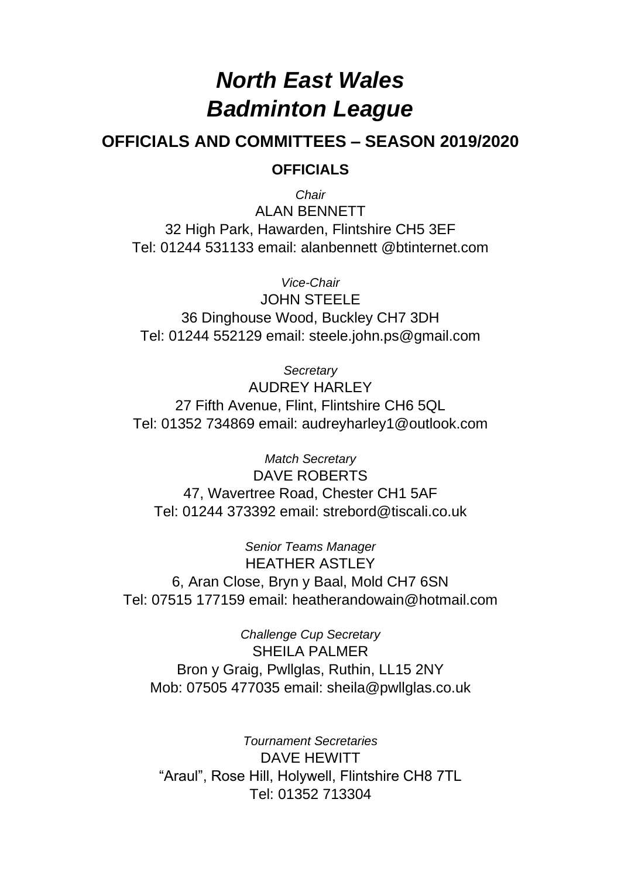# *North East Wales Badminton League*

## OFFICIALS AND COMMITTEES – SEASON 2019/2020

### OFFICIALS

*Chair*
ALAN BENNETT
32 High Park, Hawarden, Flintshire CH5 3EF
Tel: 01244 531133 email: alanbennett @btinternet.com

*Vice-Chair*
JOHN STEELE
36 Dinghouse Wood, Buckley CH7 3DH
Tel: 01244 552129 email: steele.john.ps@gmail.com

*Secretary*
AUDREY HARLEY
27 Fifth Avenue, Flint, Flintshire CH6 5QL
Tel: 01352 734869 email: audreyharley1@outlook.com

*Match Secretary*
DAVE ROBERTS
47, Wavertree Road, Chester CH1 5AF
Tel: 01244 373392 email: strebord@tiscali.co.uk

*Senior Teams Manager*
HEATHER ASTLEY
6, Aran Close, Bryn y Baal, Mold CH7 6SN
Tel: 07515 177159 email: heatherandowain@hotmail.com

*Challenge Cup Secretary*
SHEILA PALMER
Bron y Graig, Pwllglas, Ruthin, LL15 2NY
Mob: 07505 477035 email: sheila@pwllglas.co.uk

*Tournament Secretaries*
DAVE HEWITT
"Araul", Rose Hill, Holywell, Flintshire CH8 7TL
Tel: 01352 713304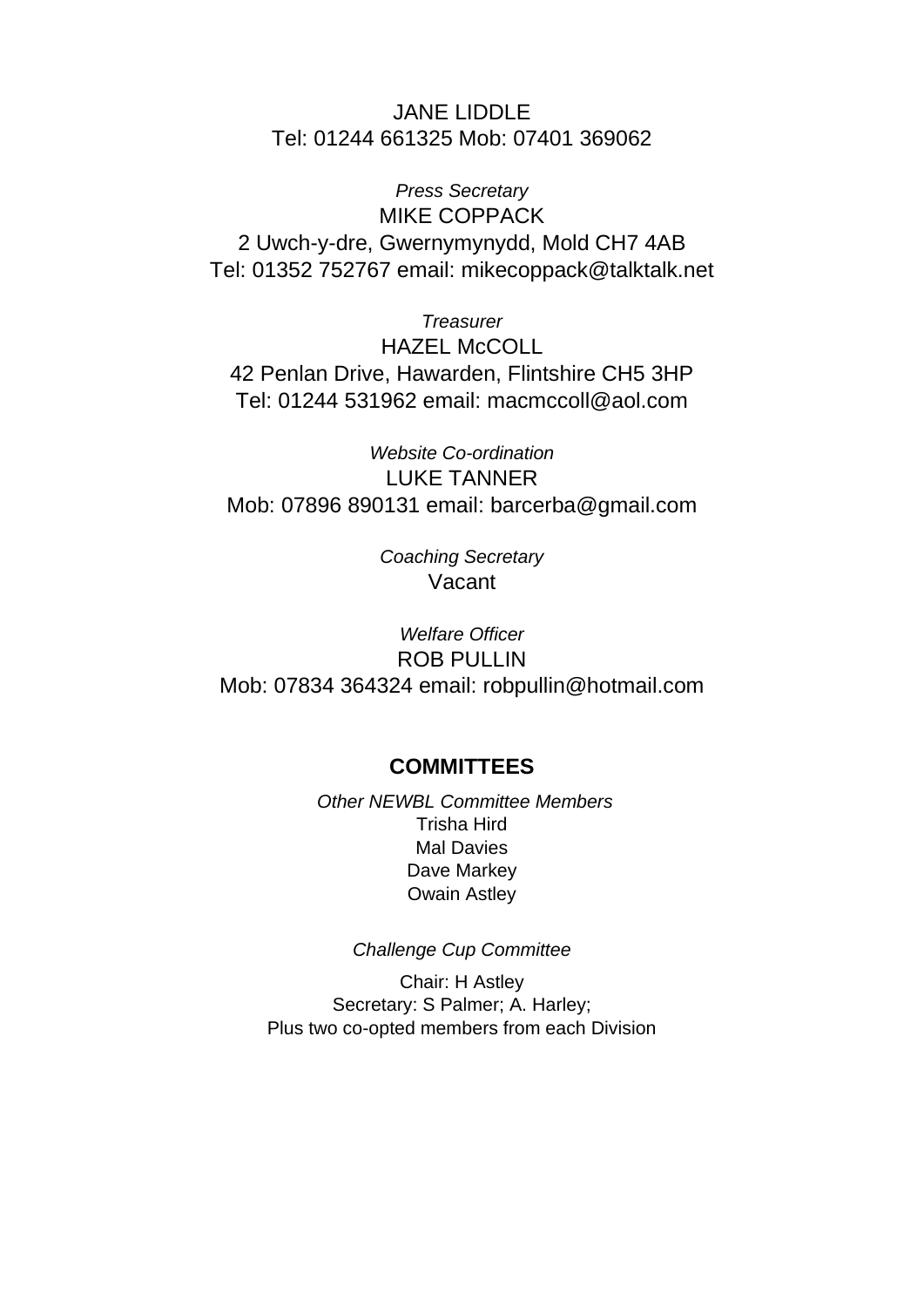JANE LIDDLE
Tel: 01244 661325 Mob: 07401 369062

*Press Secretary*
MIKE COPPACK
2 Uwch-y-dre, Gwernymynydd, Mold CH7 4AB
Tel: 01352 752767 email: mikecoppack@talktalk.net

*Treasurer*
HAZEL McCOLL
42 Penlan Drive, Hawarden, Flintshire CH5 3HP
Tel: 01244 531962 email: macmccoll@aol.com

*Website Co-ordination*
LUKE TANNER
Mob: 07896 890131 email: barcerba@gmail.com

*Coaching Secretary*
Vacant

*Welfare Officer*
ROB PULLIN
Mob: 07834 364324 email: robpullin@hotmail.com

## COMMITTEES

*Other NEWBL Committee Members*
Trisha Hird
Mal Davies
Dave Markey
Owain Astley

*Challenge Cup Committee*

Chair: H Astley
Secretary: S Palmer; A. Harley;
Plus two co-opted members from each Division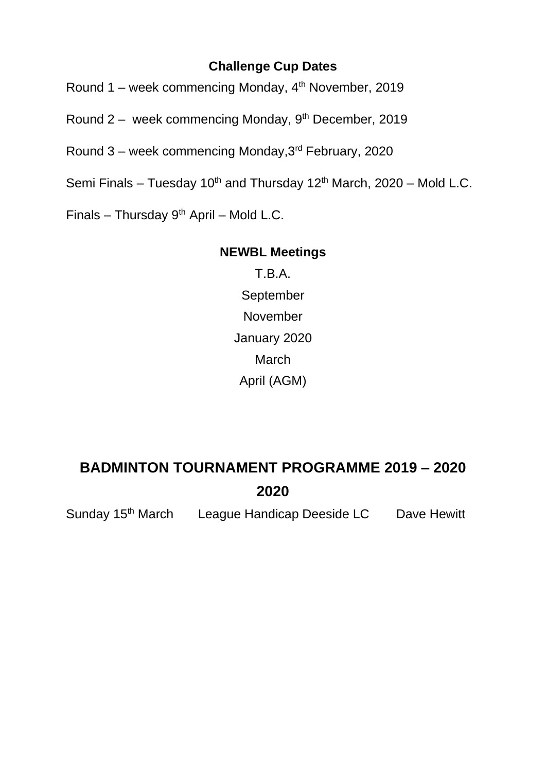**Challenge Cup Dates**

Round 1 – week commencing Monday, 4th November, 2019

Round 2 – week commencing Monday, 9th December, 2019

Round 3 – week commencing Monday,3rd February, 2020

Semi Finals – Tuesday 10th and Thursday 12th March, 2020 – Mold L.C.

Finals – Thursday 9th April – Mold L.C.

**NEWBL Meetings**

T.B.A.

September

November

January 2020

March

April (AGM)

## BADMINTON TOURNAMENT PROGRAMME 2019 – 2020

### 2020

| | | |
|---|---|---|
| Sunday 15th March | League Handicap Deeside LC | Dave Hewitt |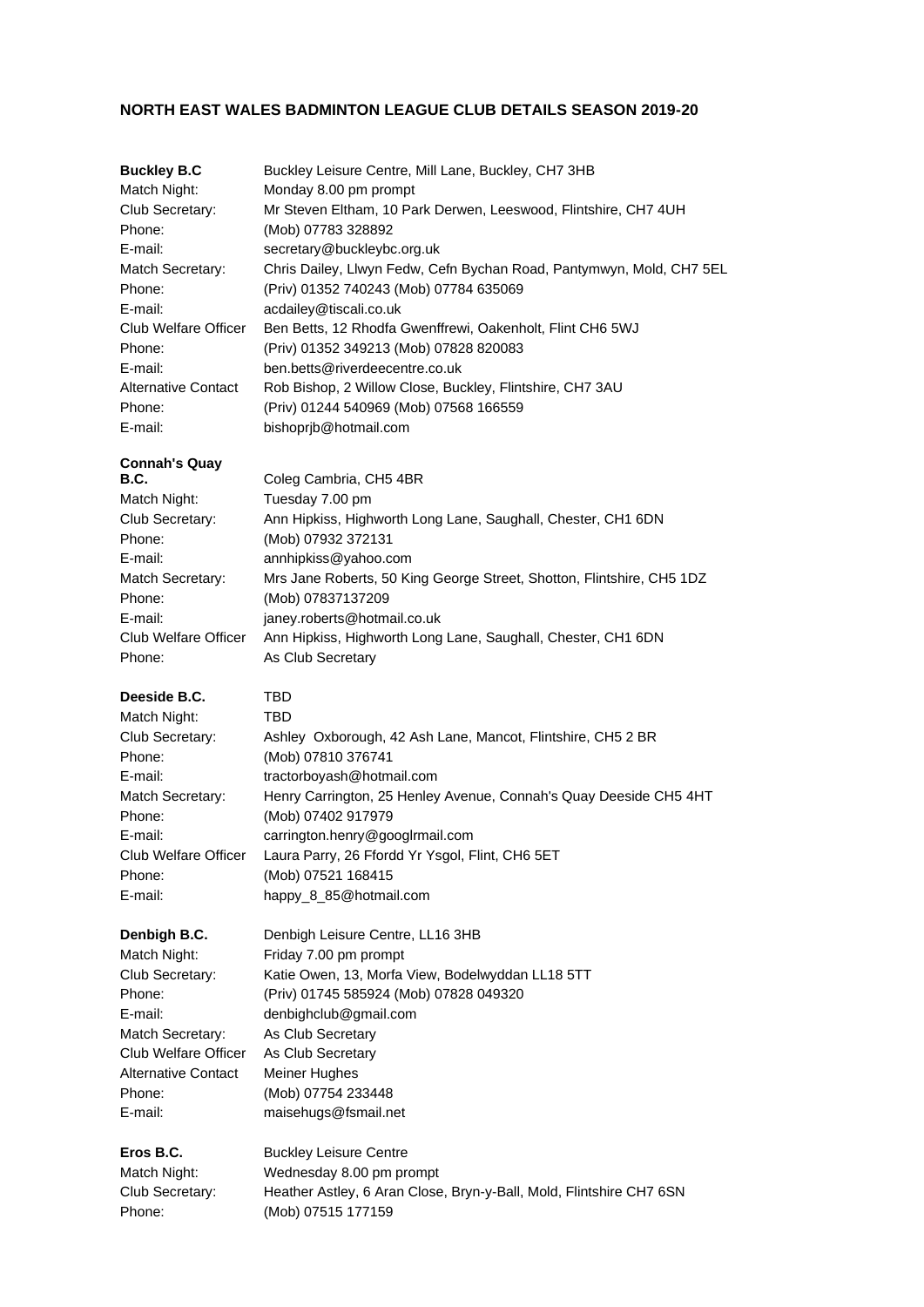## NORTH EAST WALES BADMINTON LEAGUE CLUB DETAILS SEASON 2019-20

| | |
|---|---|
| **Buckley B.C** | Buckley Leisure Centre, Mill Lane, Buckley, CH7 3HB |
| Match Night: | Monday 8.00 pm prompt |
| Club Secretary: | Mr Steven Eltham, 10 Park Derwen, Leeswood, Flintshire, CH7 4UH |
| Phone: | (Mob) 07783 328892 |
| E-mail: | secretary@buckleybc.org.uk |
| Match Secretary: | Chris Dailey, Llwyn Fedw, Cefn Bychan Road, Pantymwyn, Mold, CH7 5EL |
| Phone: | (Priv) 01352 740243 (Mob) 07784 635069 |
| E-mail: | acdailey@tiscali.co.uk |
| Club Welfare Officer | Ben Betts, 12 Rhodfa Gwenffrewi, Oakenholt, Flint CH6 5WJ |
| Phone: | (Priv) 01352 349213 (Mob) 07828 820083 |
| E-mail: | ben.betts@riverdeecentre.co.uk |
| Alternative Contact | Rob Bishop, 2 Willow Close, Buckley, Flintshire, CH7 3AU |
| Phone: | (Priv) 01244 540969 (Mob) 07568 166559 |
| E-mail: | bishoprjb@hotmail.com |

| | |
|---|---|
| **Connah's Quay B.C.** | Coleg Cambria, CH5 4BR |
| Match Night: | Tuesday 7.00 pm |
| Club Secretary: | Ann Hipkiss, Highworth Long Lane, Saughall, Chester, CH1 6DN |
| Phone: | (Mob) 07932 372131 |
| E-mail: | annhipkiss@yahoo.com |
| Match Secretary: | Mrs Jane Roberts, 50 King George Street, Shotton, Flintshire, CH5 1DZ |
| Phone: | (Mob) 07837137209 |
| E-mail: | janey.roberts@hotmail.co.uk |
| Club Welfare Officer | Ann Hipkiss, Highworth Long Lane, Saughall, Chester, CH1 6DN |
| Phone: | As Club Secretary |

| | |
|---|---|
| **Deeside B.C.** | TBD |
| Match Night: | TBD |
| Club Secretary: | Ashley Oxborough, 42 Ash Lane, Mancot, Flintshire, CH5 2 BR |
| Phone: | (Mob) 07810 376741 |
| E-mail: | tractorboyash@hotmail.com |
| Match Secretary: | Henry Carrington, 25 Henley Avenue, Connah's Quay Deeside CH5 4HT |
| Phone: | (Mob) 07402 917979 |
| E-mail: | carrington.henry@googlrmail.com |
| Club Welfare Officer | Laura Parry, 26 Ffordd Yr Ysgol, Flint, CH6 5ET |
| Phone: | (Mob) 07521 168415 |
| E-mail: | happy_8_85@hotmail.com |

| | |
|---|---|
| **Denbigh B.C.** | Denbigh Leisure Centre, LL16 3HB |
| Match Night: | Friday 7.00 pm prompt |
| Club Secretary: | Katie Owen, 13, Morfa View, Bodelwyddan LL18 5TT |
| Phone: | (Priv) 01745 585924 (Mob) 07828 049320 |
| E-mail: | denbighclub@gmail.com |
| Match Secretary: | As Club Secretary |
| Club Welfare Officer | As Club Secretary |
| Alternative Contact | Meiner Hughes |
| Phone: | (Mob) 07754 233448 |
| E-mail: | maisehugs@fsmail.net |

| | |
|---|---|
| **Eros B.C.** | Buckley Leisure Centre |
| Match Night: | Wednesday 8.00 pm prompt |
| Club Secretary: | Heather Astley, 6 Aran Close, Bryn-y-Ball, Mold, Flintshire CH7 6SN |
| Phone: | (Mob) 07515 177159 |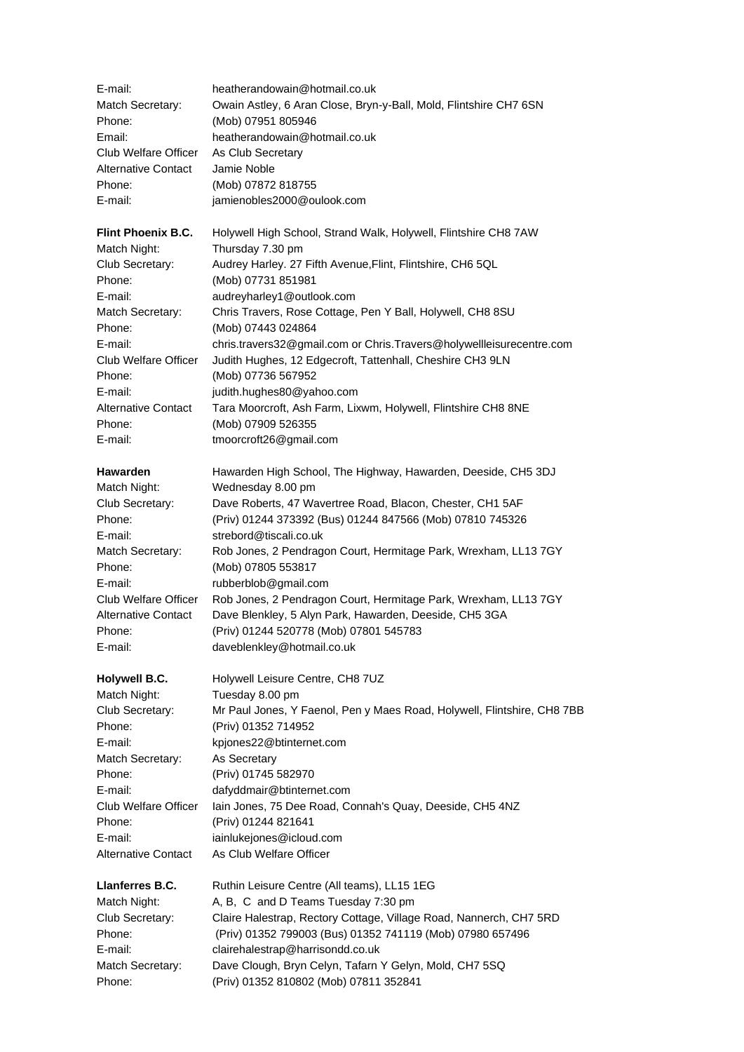| | |
|---|---|
| E-mail: | heatherandowain@hotmail.co.uk |
| Match Secretary: | Owain Astley, 6 Aran Close, Bryn-y-Ball, Mold, Flintshire CH7 6SN |
| Phone: | (Mob) 07951 805946 |
| Email: | heatherandowain@hotmail.co.uk |
| Club Welfare Officer | As Club Secretary |
| Alternative Contact | Jamie Noble |
| Phone: | (Mob) 07872 818755 |
| E-mail: | jamienobles2000@oulook.com |

| | |
|---|---|
| **Flint Phoenix B.C.** | Holywell High School, Strand Walk, Holywell, Flintshire CH8 7AW |
| Match Night: | Thursday 7.30 pm |
| Club Secretary: | Audrey Harley. 27 Fifth Avenue,Flint, Flintshire, CH6 5QL |
| Phone: | (Mob) 07731 851981 |
| E-mail: | audreyharley1@outlook.com |
| Match Secretary: | Chris Travers, Rose Cottage, Pen Y Ball, Holywell, CH8 8SU |
| Phone: | (Mob) 07443 024864 |
| E-mail: | chris.travers32@gmail.com or Chris.Travers@holywellleisurecentre.com |
| Club Welfare Officer | Judith Hughes, 12 Edgecroft, Tattenhall, Cheshire CH3 9LN |
| Phone: | (Mob) 07736 567952 |
| E-mail: | judith.hughes80@yahoo.com |
| Alternative Contact | Tara Moorcroft, Ash Farm, Lixwm, Holywell, Flintshire CH8 8NE |
| Phone: | (Mob) 07909 526355 |
| E-mail: | tmoorcroft26@gmail.com |

| | |
|---|---|
| **Hawarden** | Hawarden High School, The Highway, Hawarden, Deeside, CH5 3DJ |
| Match Night: | Wednesday 8.00 pm |
| Club Secretary: | Dave Roberts, 47 Wavertree Road, Blacon, Chester, CH1 5AF |
| Phone: | (Priv) 01244 373392 (Bus) 01244 847566 (Mob) 07810 745326 |
| E-mail: | strebord@tiscali.co.uk |
| Match Secretary: | Rob Jones, 2 Pendragon Court, Hermitage Park, Wrexham, LL13 7GY |
| Phone: | (Mob) 07805 553817 |
| E-mail: | rubberblob@gmail.com |
| Club Welfare Officer | Rob Jones, 2 Pendragon Court, Hermitage Park, Wrexham, LL13 7GY |
| Alternative Contact | Dave Blenkley, 5 Alyn Park, Hawarden, Deeside, CH5 3GA |
| Phone: | (Priv) 01244 520778 (Mob) 07801 545783 |
| E-mail: | daveblenkley@hotmail.co.uk |

| | |
|---|---|
| **Holywell B.C.** | Holywell Leisure Centre, CH8 7UZ |
| Match Night: | Tuesday 8.00 pm |
| Club Secretary: | Mr Paul Jones, Y Faenol, Pen y Maes Road, Holywell, Flintshire, CH8 7BB |
| Phone: | (Priv) 01352 714952 |
| E-mail: | kpjones22@btinternet.com |
| Match Secretary: | As Secretary |
| Phone: | (Priv) 01745 582970 |
| E-mail: | dafyddmair@btinternet.com |
| Club Welfare Officer | Iain Jones, 75 Dee Road, Connah's Quay, Deeside, CH5 4NZ |
| Phone: | (Priv) 01244 821641 |
| E-mail: | iainlukejones@icloud.com |
| Alternative Contact | As Club Welfare Officer |

| | |
|---|---|
| **Llanferres B.C.** | Ruthin Leisure Centre (All teams), LL15 1EG |
| Match Night: | A, B, C and D Teams Tuesday 7:30 pm |
| Club Secretary: | Claire Halestrap, Rectory Cottage, Village Road, Nannerch, CH7 5RD |
| Phone: | (Priv) 01352 799003 (Bus) 01352 741119 (Mob) 07980 657496 |
| E-mail: | clairehalestrap@harrisondd.co.uk |
| Match Secretary: | Dave Clough, Bryn Celyn, Tafarn Y Gelyn, Mold, CH7 5SQ |
| Phone: | (Priv) 01352 810802 (Mob) 07811 352841 |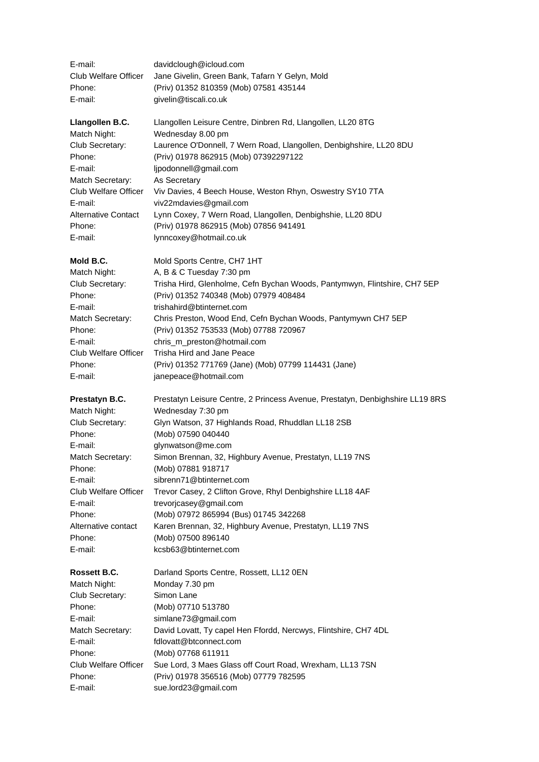| | |
|---|---|
| E-mail: | davidclough@icloud.com |
| Club Welfare Officer | Jane Givelin, Green Bank, Tafarn Y Gelyn, Mold |
| Phone: | (Priv) 01352 810359 (Mob) 07581 435144 |
| E-mail: | givelin@tiscali.co.uk |

| | |
|---|---|
| **Llangollen B.C.** | Llangollen Leisure Centre, Dinbren Rd, Llangollen, LL20 8TG |
| Match Night: | Wednesday 8.00 pm |
| Club Secretary: | Laurence O'Donnell, 7 Wern Road, Llangollen, Denbighshire, LL20 8DU |
| Phone: | (Priv) 01978 862915 (Mob) 07392297122 |
| E-mail: | ljpodonnell@gmail.com |
| Match Secretary: | As Secretary |
| Club Welfare Officer | Viv Davies, 4 Beech House, Weston Rhyn, Oswestry SY10 7TA |
| E-mail: | viv22mdavies@gmail.com |
| Alternative Contact | Lynn Coxey, 7 Wern Road, Llangollen, Denbighshie, LL20 8DU |
| Phone: | (Priv) 01978 862915 (Mob) 07856 941491 |
| E-mail: | lynncoxey@hotmail.co.uk |

| | |
|---|---|
| **Mold B.C.** | Mold Sports Centre, CH7 1HT |
| Match Night: | A, B & C Tuesday 7:30 pm |
| Club Secretary: | Trisha Hird, Glenholme, Cefn Bychan Woods, Pantymwyn, Flintshire, CH7 5EP |
| Phone: | (Priv) 01352 740348 (Mob) 07979 408484 |
| E-mail: | trishahird@btinternet.com |
| Match Secretary: | Chris Preston, Wood End, Cefn Bychan Woods, Pantymywn CH7 5EP |
| Phone: | (Priv) 01352 753533 (Mob) 07788 720967 |
| E-mail: | chris_m_preston@hotmail.com |
| Club Welfare Officer | Trisha Hird and Jane Peace |
| Phone: | (Priv) 01352 771769 (Jane) (Mob) 07799 114431 (Jane) |
| E-mail: | janepeace@hotmail.com |

| | |
|---|---|
| **Prestatyn B.C.** | Prestatyn Leisure Centre, 2 Princess Avenue, Prestatyn, Denbighshire LL19 8RS |
| Match Night: | Wednesday 7:30 pm |
| Club Secretary: | Glyn Watson, 37 Highlands Road, Rhuddlan LL18 2SB |
| Phone: | (Mob) 07590 040440 |
| E-mail: | glynwatson@me.com |
| Match Secretary: | Simon Brennan, 32, Highbury Avenue, Prestatyn, LL19 7NS |
| Phone: | (Mob) 07881 918717 |
| E-mail: | sibrenn71@btinternet.com |
| Club Welfare Officer | Trevor Casey, 2 Clifton Grove, Rhyl Denbighshire LL18 4AF |
| E-mail: | trevorjcasey@gmail.com |
| Phone: | (Mob) 07972 865994 (Bus) 01745 342268 |
| Alternative contact | Karen Brennan, 32, Highbury Avenue, Prestatyn, LL19 7NS |
| Phone: | (Mob) 07500 896140 |
| E-mail: | kcsb63@btinternet.com |

| | |
|---|---|
| **Rossett B.C.** | Darland Sports Centre, Rossett, LL12 0EN |
| Match Night: | Monday 7.30 pm |
| Club Secretary: | Simon Lane |
| Phone: | (Mob) 07710 513780 |
| E-mail: | simlane73@gmail.com |
| Match Secretary: | David Lovatt, Ty capel Hen Ffordd, Nercwys, Flintshire, CH7 4DL |
| E-mail: | fdlovatt@btconnect.com |
| Phone: | (Mob) 07768 611911 |
| Club Welfare Officer | Sue Lord, 3 Maes Glass off Court Road, Wrexham, LL13 7SN |
| Phone: | (Priv) 01978 356516 (Mob) 07779 782595 |
| E-mail: | sue.lord23@gmail.com |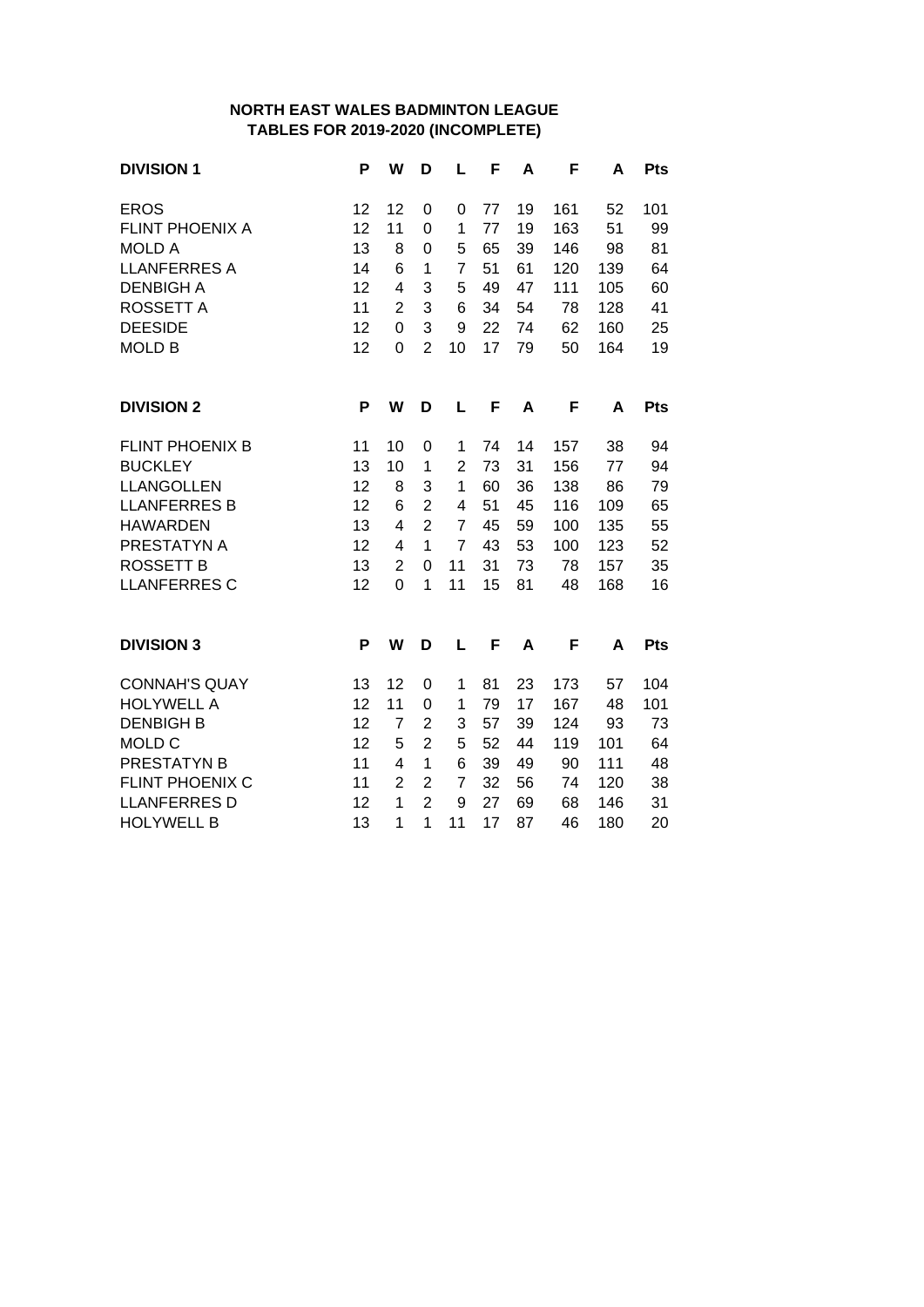**NORTH EAST WALES BADMINTON LEAGUE**
**TABLES FOR 2019-2020 (INCOMPLETE)**

| DIVISION 1 | P | W | D | L | F | A | F | A | Pts |
|---|---|---|---|---|---|---|---|---|---|
| EROS | 12 | 12 | 0 | 0 | 77 | 19 | 161 | 52 | 101 |
| FLINT PHOENIX A | 12 | 11 | 0 | 1 | 77 | 19 | 163 | 51 | 99 |
| MOLD A | 13 | 8 | 0 | 5 | 65 | 39 | 146 | 98 | 81 |
| LLANFERRES A | 14 | 6 | 1 | 7 | 51 | 61 | 120 | 139 | 64 |
| DENBIGH A | 12 | 4 | 3 | 5 | 49 | 47 | 111 | 105 | 60 |
| ROSSETT A | 11 | 2 | 3 | 6 | 34 | 54 | 78 | 128 | 41 |
| DEESIDE | 12 | 0 | 3 | 9 | 22 | 74 | 62 | 160 | 25 |
| MOLD B | 12 | 0 | 2 | 10 | 17 | 79 | 50 | 164 | 19 |

| DIVISION 2 | P | W | D | L | F | A | F | A | Pts |
|---|---|---|---|---|---|---|---|---|---|
| FLINT PHOENIX B | 11 | 10 | 0 | 1 | 74 | 14 | 157 | 38 | 94 |
| BUCKLEY | 13 | 10 | 1 | 2 | 73 | 31 | 156 | 77 | 94 |
| LLANGOLLEN | 12 | 8 | 3 | 1 | 60 | 36 | 138 | 86 | 79 |
| LLANFERRES B | 12 | 6 | 2 | 4 | 51 | 45 | 116 | 109 | 65 |
| HAWARDEN | 13 | 4 | 2 | 7 | 45 | 59 | 100 | 135 | 55 |
| PRESTATYN A | 12 | 4 | 1 | 7 | 43 | 53 | 100 | 123 | 52 |
| ROSSETT B | 13 | 2 | 0 | 11 | 31 | 73 | 78 | 157 | 35 |
| LLANFERRES C | 12 | 0 | 1 | 11 | 15 | 81 | 48 | 168 | 16 |

| DIVISION 3 | P | W | D | L | F | A | F | A | Pts |
|---|---|---|---|---|---|---|---|---|---|
| CONNAH'S QUAY | 13 | 12 | 0 | 1 | 81 | 23 | 173 | 57 | 104 |
| HOLYWELL A | 12 | 11 | 0 | 1 | 79 | 17 | 167 | 48 | 101 |
| DENBIGH B | 12 | 7 | 2 | 3 | 57 | 39 | 124 | 93 | 73 |
| MOLD C | 12 | 5 | 2 | 5 | 52 | 44 | 119 | 101 | 64 |
| PRESTATYN B | 11 | 4 | 1 | 6 | 39 | 49 | 90 | 111 | 48 |
| FLINT PHOENIX C | 11 | 2 | 2 | 7 | 32 | 56 | 74 | 120 | 38 |
| LLANFERRES D | 12 | 1 | 2 | 9 | 27 | 69 | 68 | 146 | 31 |
| HOLYWELL B | 13 | 1 | 1 | 11 | 17 | 87 | 46 | 180 | 20 |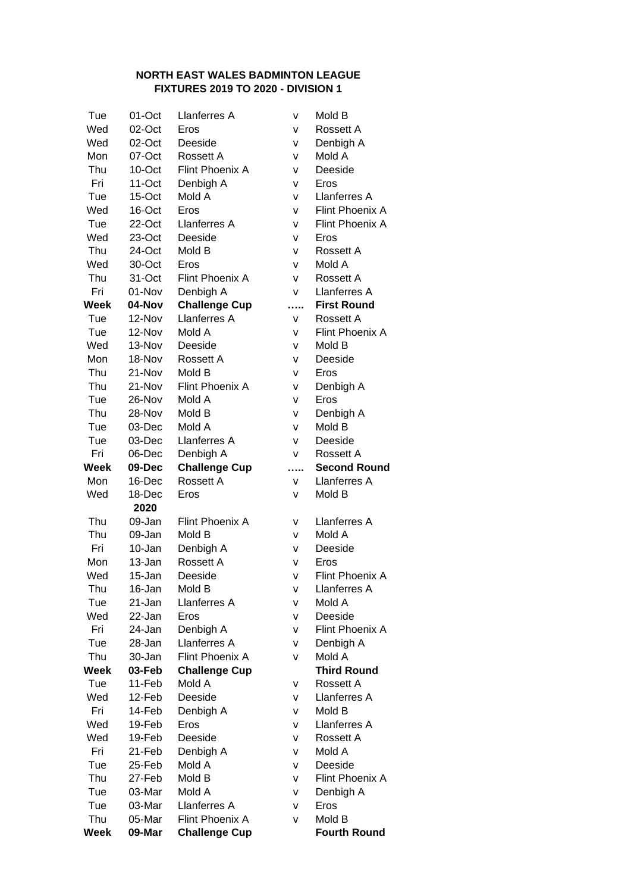**NORTH EAST WALES BADMINTON LEAGUE**
**FIXTURES 2019 TO 2020 - DIVISION 1**

| | | | | |
|---|---|---|---|---|
| Tue | 01-Oct | Llanferres A | v | Mold B |
| Wed | 02-Oct | Eros | v | Rossett A |
| Wed | 02-Oct | Deeside | v | Denbigh A |
| Mon | 07-Oct | Rossett A | v | Mold A |
| Thu | 10-Oct | Flint Phoenix A | v | Deeside |
| Fri | 11-Oct | Denbigh A | v | Eros |
| Tue | 15-Oct | Mold A | v | Llanferres A |
| Wed | 16-Oct | Eros | v | Flint Phoenix A |
| Tue | 22-Oct | Llanferres A | v | Flint Phoenix A |
| Wed | 23-Oct | Deeside | v | Eros |
| Thu | 24-Oct | Mold B | v | Rossett A |
| Wed | 30-Oct | Eros | v | Mold A |
| Thu | 31-Oct | Flint Phoenix A | v | Rossett A |
| Fri | 01-Nov | Denbigh A | v | Llanferres A |
| **Week** | **04-Nov** | **Challenge Cup** | **…..** | **First Round** |
| Tue | 12-Nov | Llanferres A | v | Rossett A |
| Tue | 12-Nov | Mold A | v | Flint Phoenix A |
| Wed | 13-Nov | Deeside | v | Mold B |
| Mon | 18-Nov | Rossett A | v | Deeside |
| Thu | 21-Nov | Mold B | v | Eros |
| Thu | 21-Nov | Flint Phoenix A | v | Denbigh A |
| Tue | 26-Nov | Mold A | v | Eros |
| Thu | 28-Nov | Mold B | v | Denbigh A |
| Tue | 03-Dec | Mold A | v | Mold B |
| Tue | 03-Dec | Llanferres A | v | Deeside |
| Fri | 06-Dec | Denbigh A | v | Rossett A |
| **Week** | **09-Dec** | **Challenge Cup** | **…..** | **Second Round** |
| Mon | 16-Dec | Rossett A | v | Llanferres A |
| Wed | 18-Dec | Eros | v | Mold B |
| | **2020** | | | |
| Thu | 09-Jan | Flint Phoenix A | v | Llanferres A |
| Thu | 09-Jan | Mold B | v | Mold A |
| Fri | 10-Jan | Denbigh A | v | Deeside |
| Mon | 13-Jan | Rossett A | v | Eros |
| Wed | 15-Jan | Deeside | v | Flint Phoenix A |
| Thu | 16-Jan | Mold B | v | Llanferres A |
| Tue | 21-Jan | Llanferres A | v | Mold A |
| Wed | 22-Jan | Eros | v | Deeside |
| Fri | 24-Jan | Denbigh A | v | Flint Phoenix A |
| Tue | 28-Jan | Llanferres A | v | Denbigh A |
| Thu | 30-Jan | Flint Phoenix A | v | Mold A |
| **Week** | **03-Feb** | **Challenge Cup** | | **Third Round** |
| Tue | 11-Feb | Mold A | v | Rossett A |
| Wed | 12-Feb | Deeside | v | Llanferres A |
| Fri | 14-Feb | Denbigh A | v | Mold B |
| Wed | 19-Feb | Eros | v | Llanferres A |
| Wed | 19-Feb | Deeside | v | Rossett A |
| Fri | 21-Feb | Denbigh A | v | Mold A |
| Tue | 25-Feb | Mold A | v | Deeside |
| Thu | 27-Feb | Mold B | v | Flint Phoenix A |
| Tue | 03-Mar | Mold A | v | Denbigh A |
| Tue | 03-Mar | Llanferres A | v | Eros |
| Thu | 05-Mar | Flint Phoenix A | v | Mold B |
| **Week** | **09-Mar** | **Challenge Cup** | | **Fourth Round** |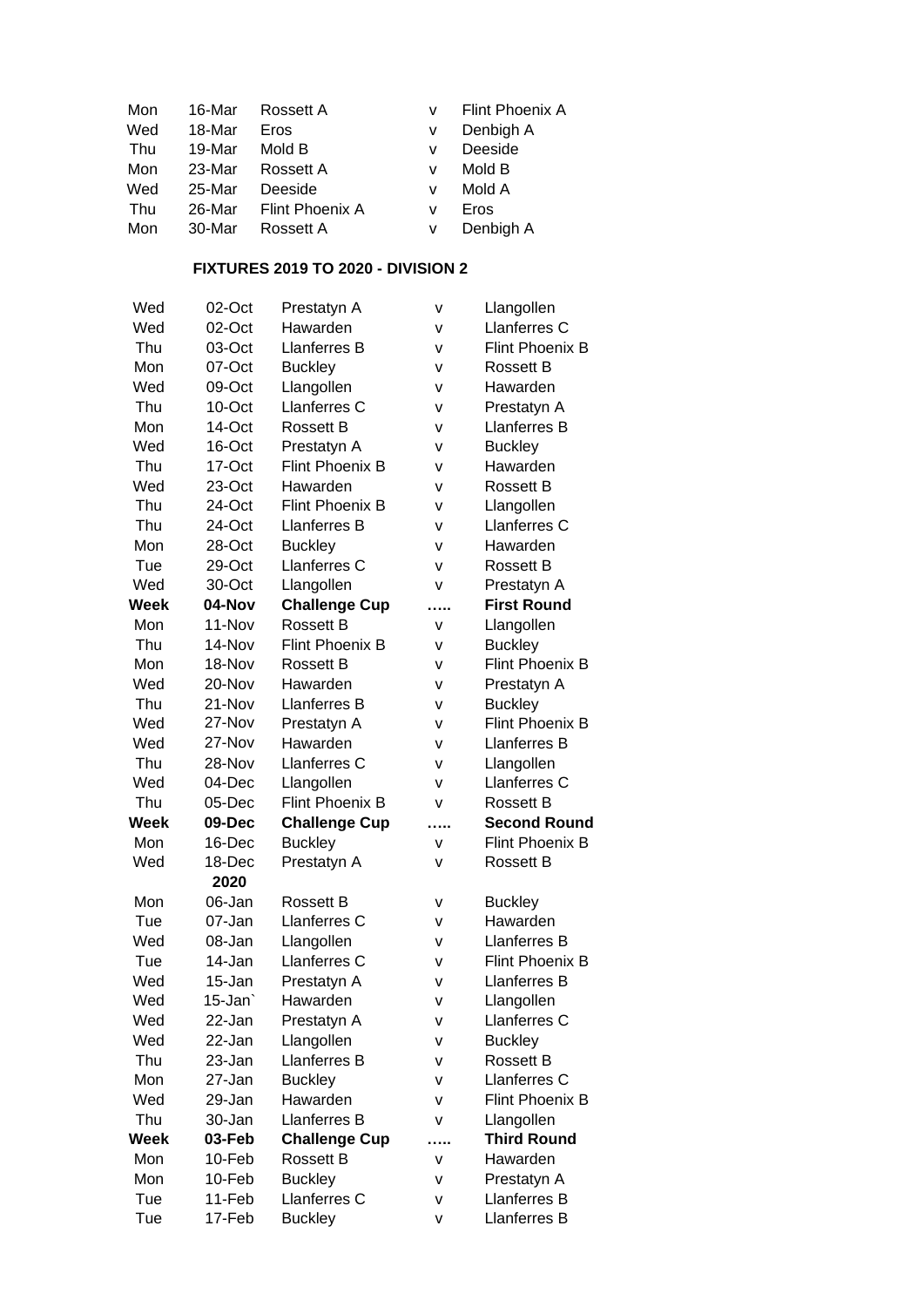| | | | | |
|---|---|---|---|---|
| Mon | 16-Mar | Rossett A | v | Flint Phoenix A |
| Wed | 18-Mar | Eros | v | Denbigh A |
| Thu | 19-Mar | Mold B | v | Deeside |
| Mon | 23-Mar | Rossett A | v | Mold B |
| Wed | 25-Mar | Deeside | v | Mold A |
| Thu | 26-Mar | Flint Phoenix A | v | Eros |
| Mon | 30-Mar | Rossett A | v | Denbigh A |

**FIXTURES 2019 TO 2020 - DIVISION 2**

| | | | | |
|---|---|---|---|---|
| Wed | 02-Oct | Prestatyn A | v | Llangollen |
| Wed | 02-Oct | Hawarden | v | Llanferres C |
| Thu | 03-Oct | Llanferres B | v | Flint Phoenix B |
| Mon | 07-Oct | Buckley | v | Rossett B |
| Wed | 09-Oct | Llangollen | v | Hawarden |
| Thu | 10-Oct | Llanferres C | v | Prestatyn A |
| Mon | 14-Oct | Rossett B | v | Llanferres B |
| Wed | 16-Oct | Prestatyn A | v | Buckley |
| Thu | 17-Oct | Flint Phoenix B | v | Hawarden |
| Wed | 23-Oct | Hawarden | v | Rossett B |
| Thu | 24-Oct | Flint Phoenix B | v | Llangollen |
| Thu | 24-Oct | Llanferres B | v | Llanferres C |
| Mon | 28-Oct | Buckley | v | Hawarden |
| Tue | 29-Oct | Llanferres C | v | Rossett B |
| Wed | 30-Oct | Llangollen | v | Prestatyn A |
| **Week** | **04-Nov** | **Challenge Cup** | **…..** | **First Round** |
| Mon | 11-Nov | Rossett B | v | Llangollen |
| Thu | 14-Nov | Flint Phoenix B | v | Buckley |
| Mon | 18-Nov | Rossett B | v | Flint Phoenix B |
| Wed | 20-Nov | Hawarden | v | Prestatyn A |
| Thu | 21-Nov | Llanferres B | v | Buckley |
| Wed | 27-Nov | Prestatyn A | v | Flint Phoenix B |
| Wed | 27-Nov | Hawarden | v | Llanferres B |
| Thu | 28-Nov | Llanferres C | v | Llangollen |
| Wed | 04-Dec | Llangollen | v | Llanferres C |
| Thu | 05-Dec | Flint Phoenix B | v | Rossett B |
| **Week** | **09-Dec** | **Challenge Cup** | **…..** | **Second Round** |
| Mon | 16-Dec | Buckley | v | Flint Phoenix B |
| Wed | 18-Dec | Prestatyn A | v | Rossett B |
| | **2020** | | | |
| Mon | 06-Jan | Rossett B | v | Buckley |
| Tue | 07-Jan | Llanferres C | v | Hawarden |
| Wed | 08-Jan | Llangollen | v | Llanferres B |
| Tue | 14-Jan | Llanferres C | v | Flint Phoenix B |
| Wed | 15-Jan | Prestatyn A | v | Llanferres B |
| Wed | 15-Jan` | Hawarden | v | Llangollen |
| Wed | 22-Jan | Prestatyn A | v | Llanferres C |
| Wed | 22-Jan | Llangollen | v | Buckley |
| Thu | 23-Jan | Llanferres B | v | Rossett B |
| Mon | 27-Jan | Buckley | v | Llanferres C |
| Wed | 29-Jan | Hawarden | v | Flint Phoenix B |
| Thu | 30-Jan | Llanferres B | v | Llangollen |
| **Week** | **03-Feb** | **Challenge Cup** | **…..** | **Third Round** |
| Mon | 10-Feb | Rossett B | v | Hawarden |
| Mon | 10-Feb | Buckley | v | Prestatyn A |
| Tue | 11-Feb | Llanferres C | v | Llanferres B |
| Tue | 17-Feb | Buckley | v | Llanferres B |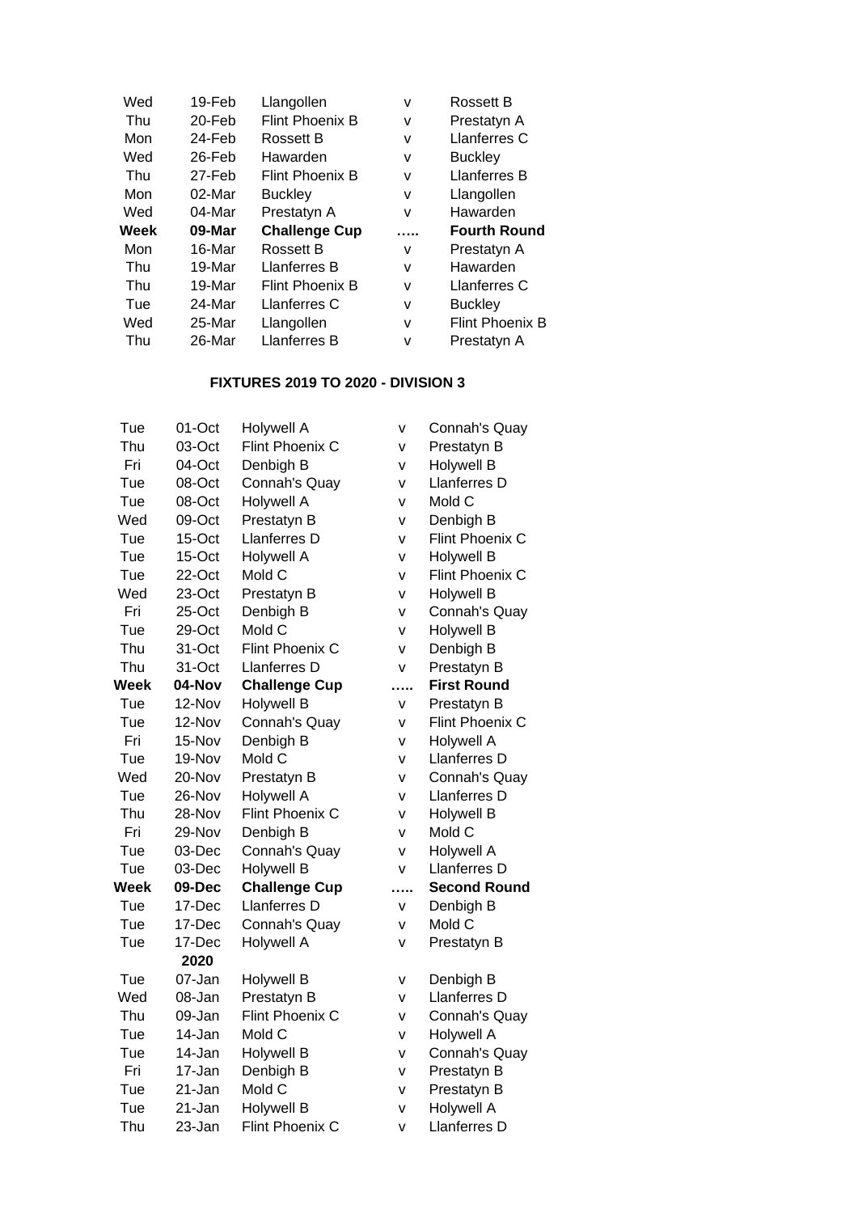| | | | | |
|---|---|---|---|---|
| Wed | 19-Feb | Llangollen | v | Rossett B |
| Thu | 20-Feb | Flint Phoenix B | v | Prestatyn A |
| Mon | 24-Feb | Rossett B | v | Llanferres C |
| Wed | 26-Feb | Hawarden | v | Buckley |
| Thu | 27-Feb | Flint Phoenix B | v | Llanferres B |
| Mon | 02-Mar | Buckley | v | Llangollen |
| Wed | 04-Mar | Prestatyn A | v | Hawarden |
| **Week** | **09-Mar** | **Challenge Cup** | **.....** | **Fourth Round** |
| Mon | 16-Mar | Rossett B | v | Prestatyn A |
| Thu | 19-Mar | Llanferres B | v | Hawarden |
| Thu | 19-Mar | Flint Phoenix B | v | Llanferres C |
| Tue | 24-Mar | Llanferres C | v | Buckley |
| Wed | 25-Mar | Llangollen | v | Flint Phoenix B |
| Thu | 26-Mar | Llanferres B | v | Prestatyn A |

## FIXTURES 2019 TO 2020 - DIVISION 3

| | | | | |
|---|---|---|---|---|
| Tue | 01-Oct | Holywell A | v | Connah's Quay |
| Thu | 03-Oct | Flint Phoenix C | v | Prestatyn B |
| Fri | 04-Oct | Denbigh B | v | Holywell B |
| Tue | 08-Oct | Connah's Quay | v | Llanferres D |
| Tue | 08-Oct | Holywell A | v | Mold C |
| Wed | 09-Oct | Prestatyn B | v | Denbigh B |
| Tue | 15-Oct | Llanferres D | v | Flint Phoenix C |
| Tue | 15-Oct | Holywell A | v | Holywell B |
| Tue | 22-Oct | Mold C | v | Flint Phoenix C |
| Wed | 23-Oct | Prestatyn B | v | Holywell B |
| Fri | 25-Oct | Denbigh B | v | Connah's Quay |
| Tue | 29-Oct | Mold C | v | Holywell B |
| Thu | 31-Oct | Flint Phoenix C | v | Denbigh B |
| Thu | 31-Oct | Llanferres D | v | Prestatyn B |
| **Week** | **04-Nov** | **Challenge Cup** | **.....** | **First Round** |
| Tue | 12-Nov | Holywell B | v | Prestatyn B |
| Tue | 12-Nov | Connah's Quay | v | Flint Phoenix C |
| Fri | 15-Nov | Denbigh B | v | Holywell A |
| Tue | 19-Nov | Mold C | v | Llanferres D |
| Wed | 20-Nov | Prestatyn B | v | Connah's Quay |
| Tue | 26-Nov | Holywell A | v | Llanferres D |
| Thu | 28-Nov | Flint Phoenix C | v | Holywell B |
| Fri | 29-Nov | Denbigh B | v | Mold C |
| Tue | 03-Dec | Connah's Quay | v | Holywell A |
| Tue | 03-Dec | Holywell B | v | Llanferres D |
| **Week** | **09-Dec** | **Challenge Cup** | **.....** | **Second Round** |
| Tue | 17-Dec | Llanferres D | v | Denbigh B |
| Tue | 17-Dec | Connah's Quay | v | Mold C |
| Tue | 17-Dec | Holywell A | v | Prestatyn B |
| | **2020** | | | |
| Tue | 07-Jan | Holywell B | v | Denbigh B |
| Wed | 08-Jan | Prestatyn B | v | Llanferres D |
| Thu | 09-Jan | Flint Phoenix C | v | Connah's Quay |
| Tue | 14-Jan | Mold C | v | Holywell A |
| Tue | 14-Jan | Holywell B | v | Connah's Quay |
| Fri | 17-Jan | Denbigh B | v | Prestatyn B |
| Tue | 21-Jan | Mold C | v | Prestatyn B |
| Tue | 21-Jan | Holywell B | v | Holywell A |
| Thu | 23-Jan | Flint Phoenix C | v | Llanferres D |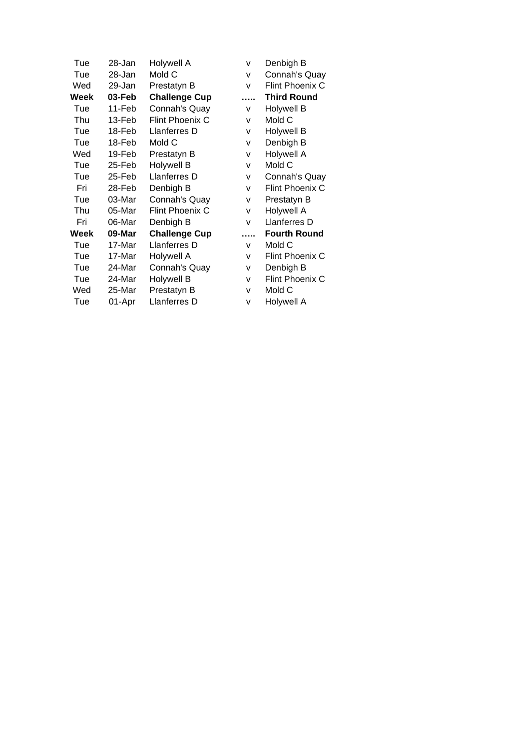| | | | | |
|---|---|---|---|---|
| Tue | 28-Jan | Holywell A | v | Denbigh B |
| Tue | 28-Jan | Mold C | v | Connah's Quay |
| Wed | 29-Jan | Prestatyn B | v | Flint Phoenix C |
| **Week** | **03-Feb** | **Challenge Cup** | **.....** | **Third Round** |
| Tue | 11-Feb | Connah's Quay | v | Holywell B |
| Thu | 13-Feb | Flint Phoenix C | v | Mold C |
| Tue | 18-Feb | Llanferres D | v | Holywell B |
| Tue | 18-Feb | Mold C | v | Denbigh B |
| Wed | 19-Feb | Prestatyn B | v | Holywell A |
| Tue | 25-Feb | Holywell B | v | Mold C |
| Tue | 25-Feb | Llanferres D | v | Connah's Quay |
| Fri | 28-Feb | Denbigh B | v | Flint Phoenix C |
| Tue | 03-Mar | Connah's Quay | v | Prestatyn B |
| Thu | 05-Mar | Flint Phoenix C | v | Holywell A |
| Fri | 06-Mar | Denbigh B | v | Llanferres D |
| **Week** | **09-Mar** | **Challenge Cup** | **.....** | **Fourth Round** |
| Tue | 17-Mar | Llanferres D | v | Mold C |
| Tue | 17-Mar | Holywell A | v | Flint Phoenix C |
| Tue | 24-Mar | Connah's Quay | v | Denbigh B |
| Tue | 24-Mar | Holywell B | v | Flint Phoenix C |
| Wed | 25-Mar | Prestatyn B | v | Mold C |
| Tue | 01-Apr | Llanferres D | v | Holywell A |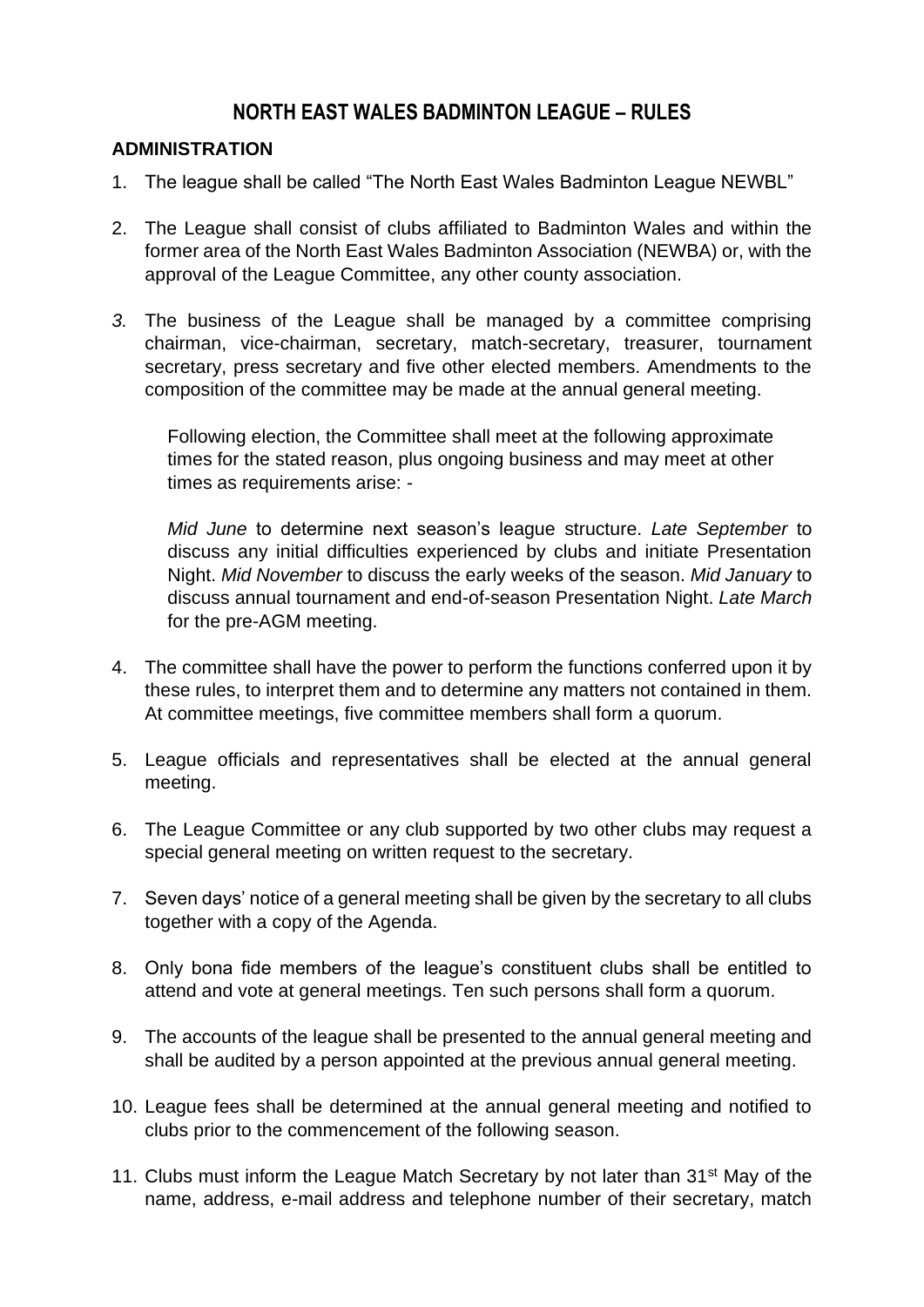# NORTH EAST WALES BADMINTON LEAGUE – RULES

## ADMINISTRATION

1. The league shall be called "The North East Wales Badminton League NEWBL"

2. The League shall consist of clubs affiliated to Badminton Wales and within the former area of the North East Wales Badminton Association (NEWBA) or, with the approval of the League Committee, any other county association.

3. The business of the League shall be managed by a committee comprising chairman, vice-chairman, secretary, match-secretary, treasurer, tournament secretary, press secretary and five other elected members. Amendments to the composition of the committee may be made at the annual general meeting.

   Following election, the Committee shall meet at the following approximate times for the stated reason, plus ongoing business and may meet at other times as requirements arise: -

   *Mid June* to determine next season's league structure. *Late September* to discuss any initial difficulties experienced by clubs and initiate Presentation Night. *Mid November* to discuss the early weeks of the season. *Mid January* to discuss annual tournament and end-of-season Presentation Night. *Late March* for the pre-AGM meeting.

4. The committee shall have the power to perform the functions conferred upon it by these rules, to interpret them and to determine any matters not contained in them. At committee meetings, five committee members shall form a quorum.

5. League officials and representatives shall be elected at the annual general meeting.

6. The League Committee or any club supported by two other clubs may request a special general meeting on written request to the secretary.

7. Seven days' notice of a general meeting shall be given by the secretary to all clubs together with a copy of the Agenda.

8. Only bona fide members of the league's constituent clubs shall be entitled to attend and vote at general meetings. Ten such persons shall form a quorum.

9. The accounts of the league shall be presented to the annual general meeting and shall be audited by a person appointed at the previous annual general meeting.

10. League fees shall be determined at the annual general meeting and notified to clubs prior to the commencement of the following season.

11. Clubs must inform the League Match Secretary by not later than 31st May of the name, address, e-mail address and telephone number of their secretary, match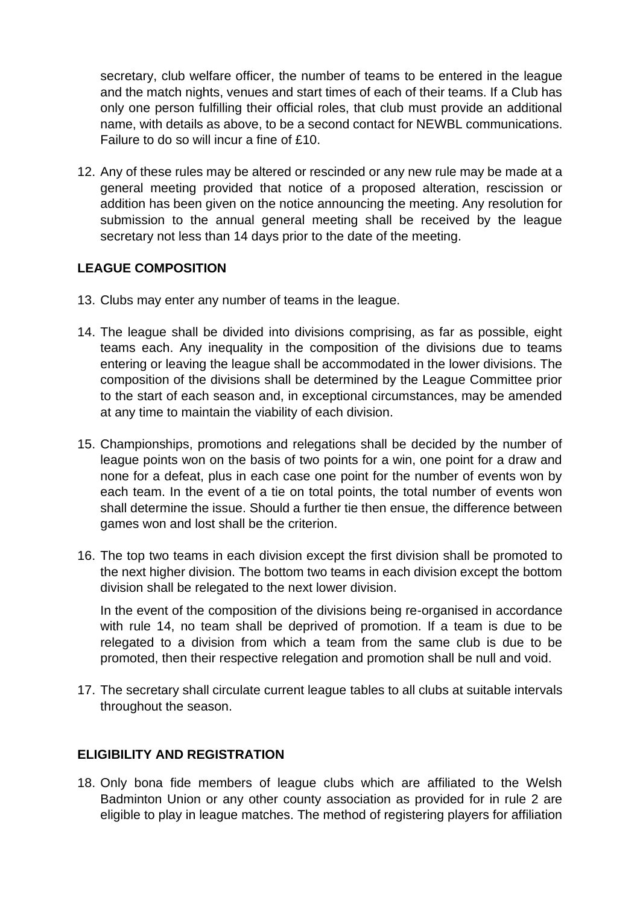secretary, club welfare officer, the number of teams to be entered in the league and the match nights, venues and start times of each of their teams. If a Club has only one person fulfilling their official roles, that club must provide an additional name, with details as above, to be a second contact for NEWBL communications. Failure to do so will incur a fine of £10.

12. Any of these rules may be altered or rescinded or any new rule may be made at a general meeting provided that notice of a proposed alteration, rescission or addition has been given on the notice announcing the meeting. Any resolution for submission to the annual general meeting shall be received by the league secretary not less than 14 days prior to the date of the meeting.

**LEAGUE COMPOSITION**

13. Clubs may enter any number of teams in the league.

14. The league shall be divided into divisions comprising, as far as possible, eight teams each. Any inequality in the composition of the divisions due to teams entering or leaving the league shall be accommodated in the lower divisions. The composition of the divisions shall be determined by the League Committee prior to the start of each season and, in exceptional circumstances, may be amended at any time to maintain the viability of each division.

15. Championships, promotions and relegations shall be decided by the number of league points won on the basis of two points for a win, one point for a draw and none for a defeat, plus in each case one point for the number of events won by each team. In the event of a tie on total points, the total number of events won shall determine the issue. Should a further tie then ensue, the difference between games won and lost shall be the criterion.

16. The top two teams in each division except the first division shall be promoted to the next higher division. The bottom two teams in each division except the bottom division shall be relegated to the next lower division.

    In the event of the composition of the divisions being re-organised in accordance with rule 14, no team shall be deprived of promotion. If a team is due to be relegated to a division from which a team from the same club is due to be promoted, then their respective relegation and promotion shall be null and void.

17. The secretary shall circulate current league tables to all clubs at suitable intervals throughout the season.

**ELIGIBILITY AND REGISTRATION**

18. Only bona fide members of league clubs which are affiliated to the Welsh Badminton Union or any other county association as provided for in rule 2 are eligible to play in league matches. The method of registering players for affiliation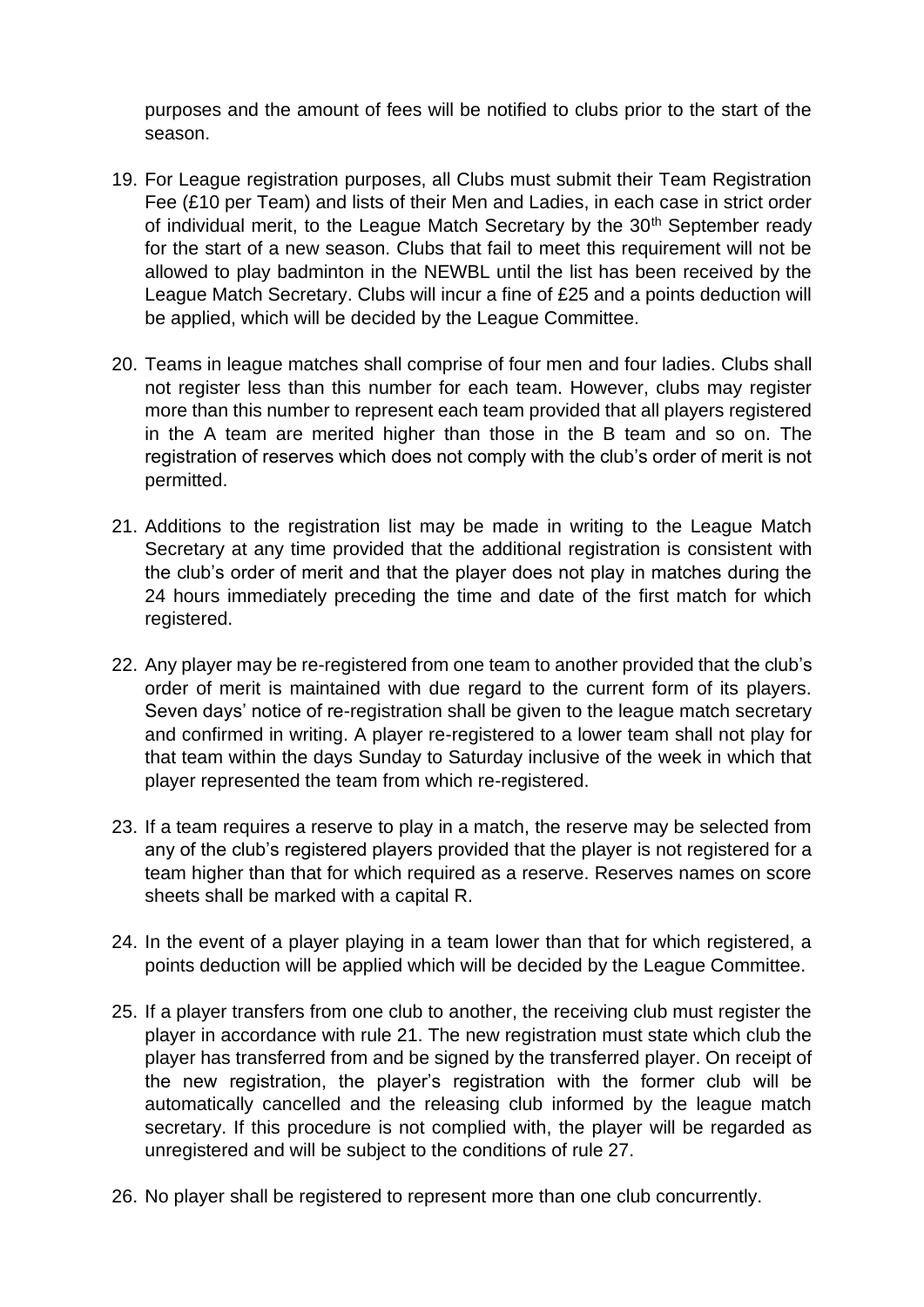purposes and the amount of fees will be notified to clubs prior to the start of the season.

19. For League registration purposes, all Clubs must submit their Team Registration Fee (£10 per Team) and lists of their Men and Ladies, in each case in strict order of individual merit, to the League Match Secretary by the 30th September ready for the start of a new season. Clubs that fail to meet this requirement will not be allowed to play badminton in the NEWBL until the list has been received by the League Match Secretary. Clubs will incur a fine of £25 and a points deduction will be applied, which will be decided by the League Committee.

20. Teams in league matches shall comprise of four men and four ladies. Clubs shall not register less than this number for each team. However, clubs may register more than this number to represent each team provided that all players registered in the A team are merited higher than those in the B team and so on. The registration of reserves which does not comply with the club's order of merit is not permitted.

21. Additions to the registration list may be made in writing to the League Match Secretary at any time provided that the additional registration is consistent with the club's order of merit and that the player does not play in matches during the 24 hours immediately preceding the time and date of the first match for which registered.

22. Any player may be re-registered from one team to another provided that the club's order of merit is maintained with due regard to the current form of its players. Seven days' notice of re-registration shall be given to the league match secretary and confirmed in writing. A player re-registered to a lower team shall not play for that team within the days Sunday to Saturday inclusive of the week in which that player represented the team from which re-registered.

23. If a team requires a reserve to play in a match, the reserve may be selected from any of the club's registered players provided that the player is not registered for a team higher than that for which required as a reserve. Reserves names on score sheets shall be marked with a capital R.

24. In the event of a player playing in a team lower than that for which registered, a points deduction will be applied which will be decided by the League Committee.

25. If a player transfers from one club to another, the receiving club must register the player in accordance with rule 21. The new registration must state which club the player has transferred from and be signed by the transferred player. On receipt of the new registration, the player's registration with the former club will be automatically cancelled and the releasing club informed by the league match secretary. If this procedure is not complied with, the player will be regarded as unregistered and will be subject to the conditions of rule 27.

26. No player shall be registered to represent more than one club concurrently.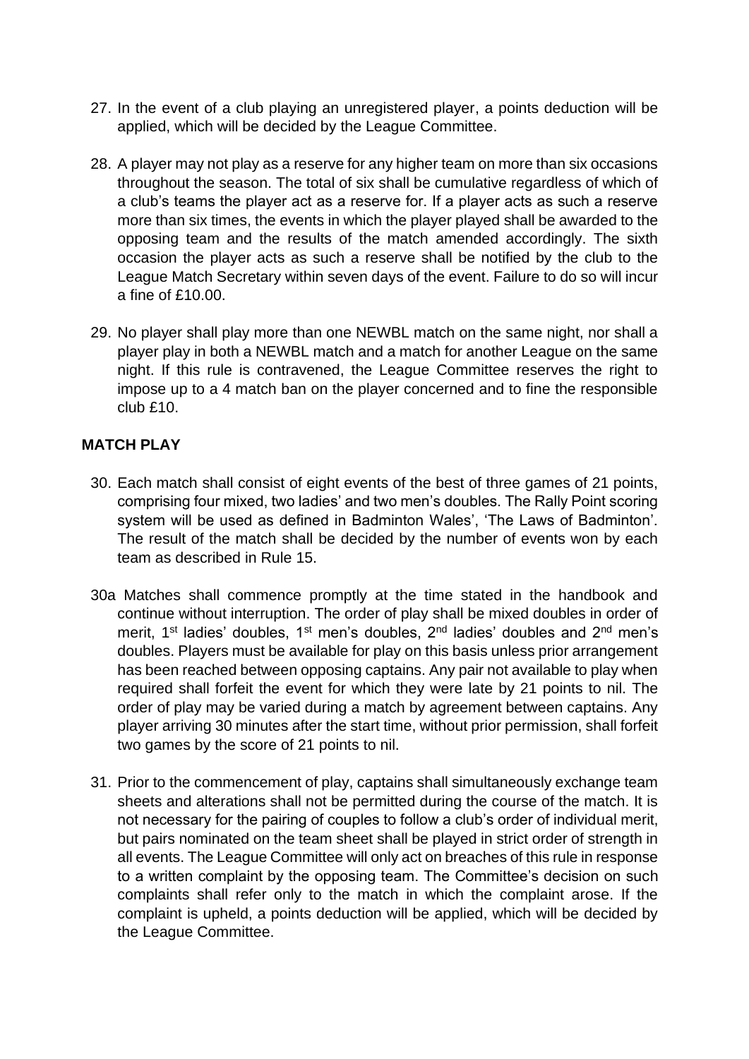27. In the event of a club playing an unregistered player, a points deduction will be applied, which will be decided by the League Committee.

28. A player may not play as a reserve for any higher team on more than six occasions throughout the season. The total of six shall be cumulative regardless of which of a club's teams the player act as a reserve for. If a player acts as such a reserve more than six times, the events in which the player played shall be awarded to the opposing team and the results of the match amended accordingly. The sixth occasion the player acts as such a reserve shall be notified by the club to the League Match Secretary within seven days of the event. Failure to do so will incur a fine of £10.00.

29. No player shall play more than one NEWBL match on the same night, nor shall a player play in both a NEWBL match and a match for another League on the same night. If this rule is contravened, the League Committee reserves the right to impose up to a 4 match ban on the player concerned and to fine the responsible club £10.

## MATCH PLAY

30. Each match shall consist of eight events of the best of three games of 21 points, comprising four mixed, two ladies' and two men's doubles. The Rally Point scoring system will be used as defined in Badminton Wales', 'The Laws of Badminton'. The result of the match shall be decided by the number of events won by each team as described in Rule 15.

30a Matches shall commence promptly at the time stated in the handbook and continue without interruption. The order of play shall be mixed doubles in order of merit, 1st ladies' doubles, 1st men's doubles, 2nd ladies' doubles and 2nd men's doubles. Players must be available for play on this basis unless prior arrangement has been reached between opposing captains. Any pair not available to play when required shall forfeit the event for which they were late by 21 points to nil. The order of play may be varied during a match by agreement between captains. Any player arriving 30 minutes after the start time, without prior permission, shall forfeit two games by the score of 21 points to nil.

31. Prior to the commencement of play, captains shall simultaneously exchange team sheets and alterations shall not be permitted during the course of the match. It is not necessary for the pairing of couples to follow a club's order of individual merit, but pairs nominated on the team sheet shall be played in strict order of strength in all events. The League Committee will only act on breaches of this rule in response to a written complaint by the opposing team. The Committee's decision on such complaints shall refer only to the match in which the complaint arose. If the complaint is upheld, a points deduction will be applied, which will be decided by the League Committee.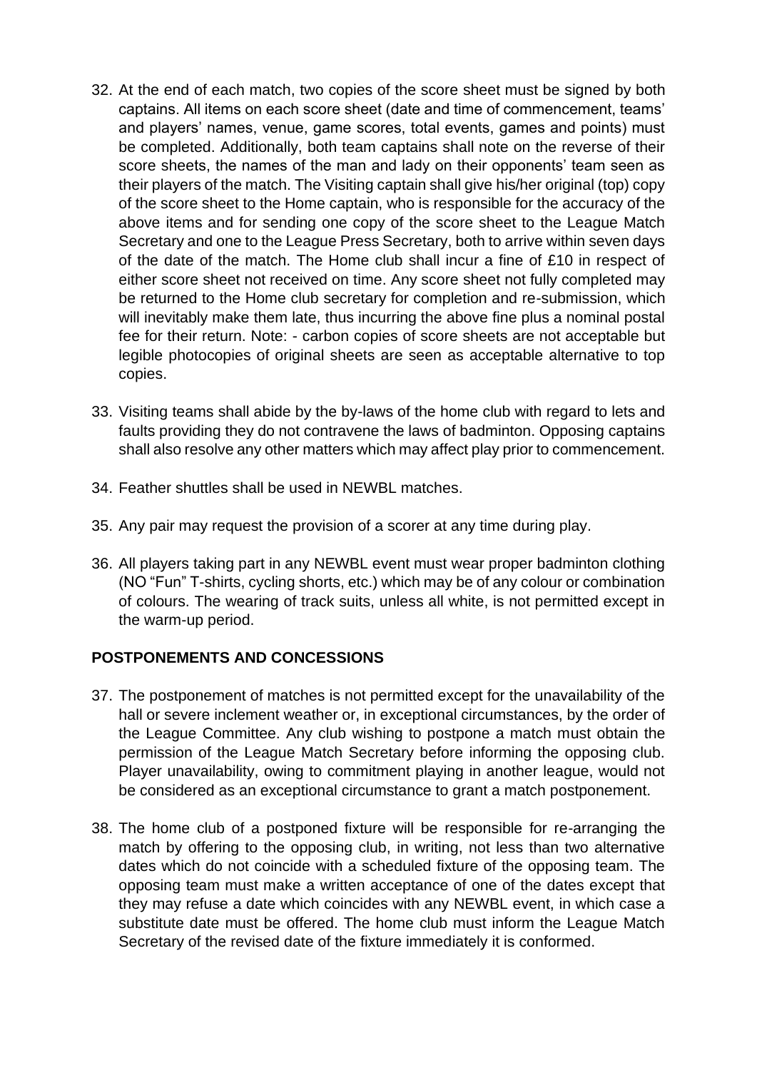32. At the end of each match, two copies of the score sheet must be signed by both captains. All items on each score sheet (date and time of commencement, teams' and players' names, venue, game scores, total events, games and points) must be completed. Additionally, both team captains shall note on the reverse of their score sheets, the names of the man and lady on their opponents' team seen as their players of the match. The Visiting captain shall give his/her original (top) copy of the score sheet to the Home captain, who is responsible for the accuracy of the above items and for sending one copy of the score sheet to the League Match Secretary and one to the League Press Secretary, both to arrive within seven days of the date of the match. The Home club shall incur a fine of £10 in respect of either score sheet not received on time. Any score sheet not fully completed may be returned to the Home club secretary for completion and re-submission, which will inevitably make them late, thus incurring the above fine plus a nominal postal fee for their return. Note: - carbon copies of score sheets are not acceptable but legible photocopies of original sheets are seen as acceptable alternative to top copies.

33. Visiting teams shall abide by the by-laws of the home club with regard to lets and faults providing they do not contravene the laws of badminton. Opposing captains shall also resolve any other matters which may affect play prior to commencement.

34. Feather shuttles shall be used in NEWBL matches.

35. Any pair may request the provision of a scorer at any time during play.

36. All players taking part in any NEWBL event must wear proper badminton clothing (NO "Fun" T-shirts, cycling shorts, etc.) which may be of any colour or combination of colours. The wearing of track suits, unless all white, is not permitted except in the warm-up period.

## POSTPONEMENTS AND CONCESSIONS

37. The postponement of matches is not permitted except for the unavailability of the hall or severe inclement weather or, in exceptional circumstances, by the order of the League Committee. Any club wishing to postpone a match must obtain the permission of the League Match Secretary before informing the opposing club. Player unavailability, owing to commitment playing in another league, would not be considered as an exceptional circumstance to grant a match postponement.

38. The home club of a postponed fixture will be responsible for re-arranging the match by offering to the opposing club, in writing, not less than two alternative dates which do not coincide with a scheduled fixture of the opposing team. The opposing team must make a written acceptance of one of the dates except that they may refuse a date which coincides with any NEWBL event, in which case a substitute date must be offered. The home club must inform the League Match Secretary of the revised date of the fixture immediately it is conformed.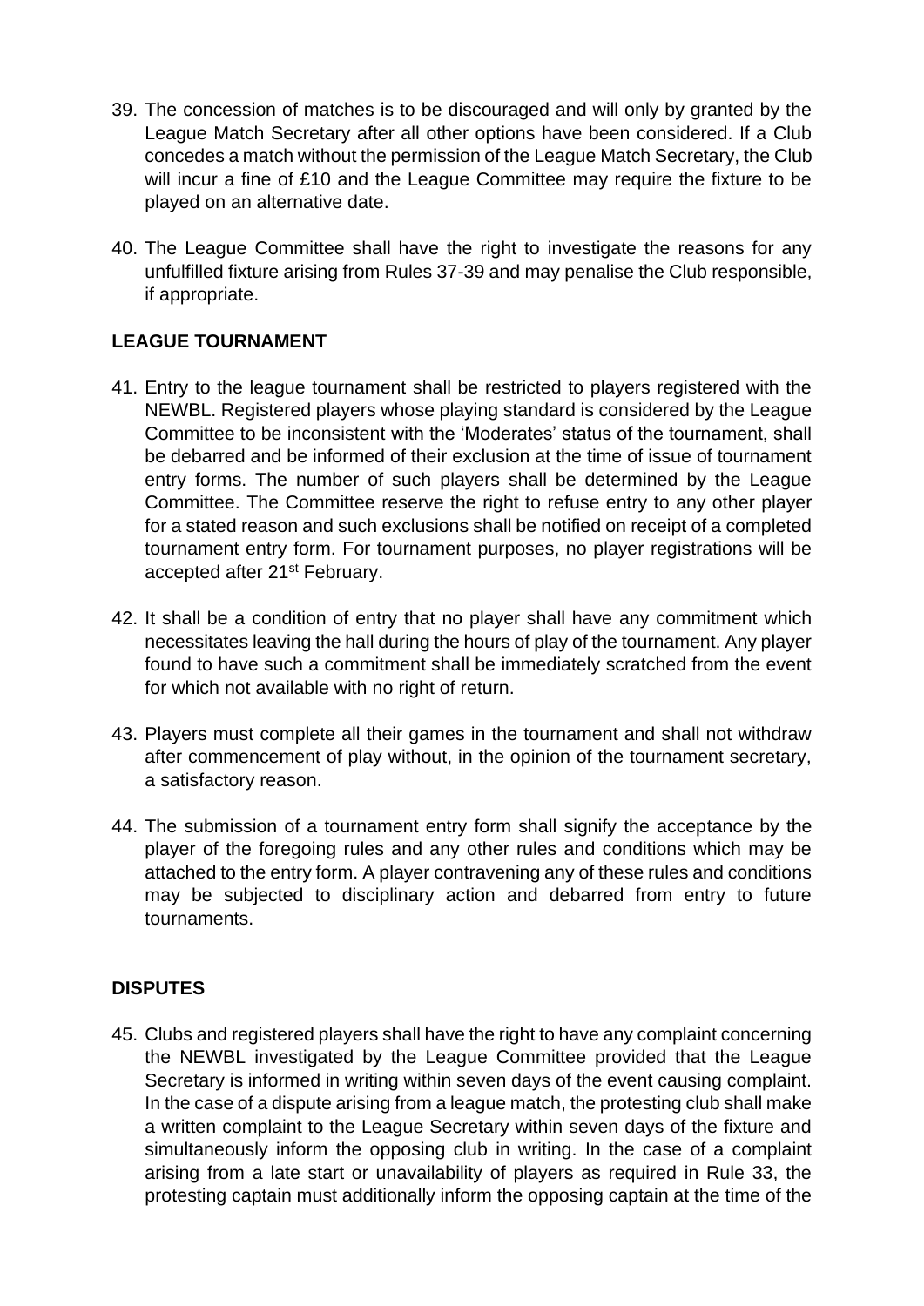39. The concession of matches is to be discouraged and will only by granted by the League Match Secretary after all other options have been considered. If a Club concedes a match without the permission of the League Match Secretary, the Club will incur a fine of £10 and the League Committee may require the fixture to be played on an alternative date.

40. The League Committee shall have the right to investigate the reasons for any unfulfilled fixture arising from Rules 37-39 and may penalise the Club responsible, if appropriate.

**LEAGUE TOURNAMENT**

41. Entry to the league tournament shall be restricted to players registered with the NEWBL. Registered players whose playing standard is considered by the League Committee to be inconsistent with the 'Moderates' status of the tournament, shall be debarred and be informed of their exclusion at the time of issue of tournament entry forms. The number of such players shall be determined by the League Committee. The Committee reserve the right to refuse entry to any other player for a stated reason and such exclusions shall be notified on receipt of a completed tournament entry form. For tournament purposes, no player registrations will be accepted after 21st February.

42. It shall be a condition of entry that no player shall have any commitment which necessitates leaving the hall during the hours of play of the tournament. Any player found to have such a commitment shall be immediately scratched from the event for which not available with no right of return.

43. Players must complete all their games in the tournament and shall not withdraw after commencement of play without, in the opinion of the tournament secretary, a satisfactory reason.

44. The submission of a tournament entry form shall signify the acceptance by the player of the foregoing rules and any other rules and conditions which may be attached to the entry form. A player contravening any of these rules and conditions may be subjected to disciplinary action and debarred from entry to future tournaments.

**DISPUTES**

45. Clubs and registered players shall have the right to have any complaint concerning the NEWBL investigated by the League Committee provided that the League Secretary is informed in writing within seven days of the event causing complaint. In the case of a dispute arising from a league match, the protesting club shall make a written complaint to the League Secretary within seven days of the fixture and simultaneously inform the opposing club in writing. In the case of a complaint arising from a late start or unavailability of players as required in Rule 33, the protesting captain must additionally inform the opposing captain at the time of the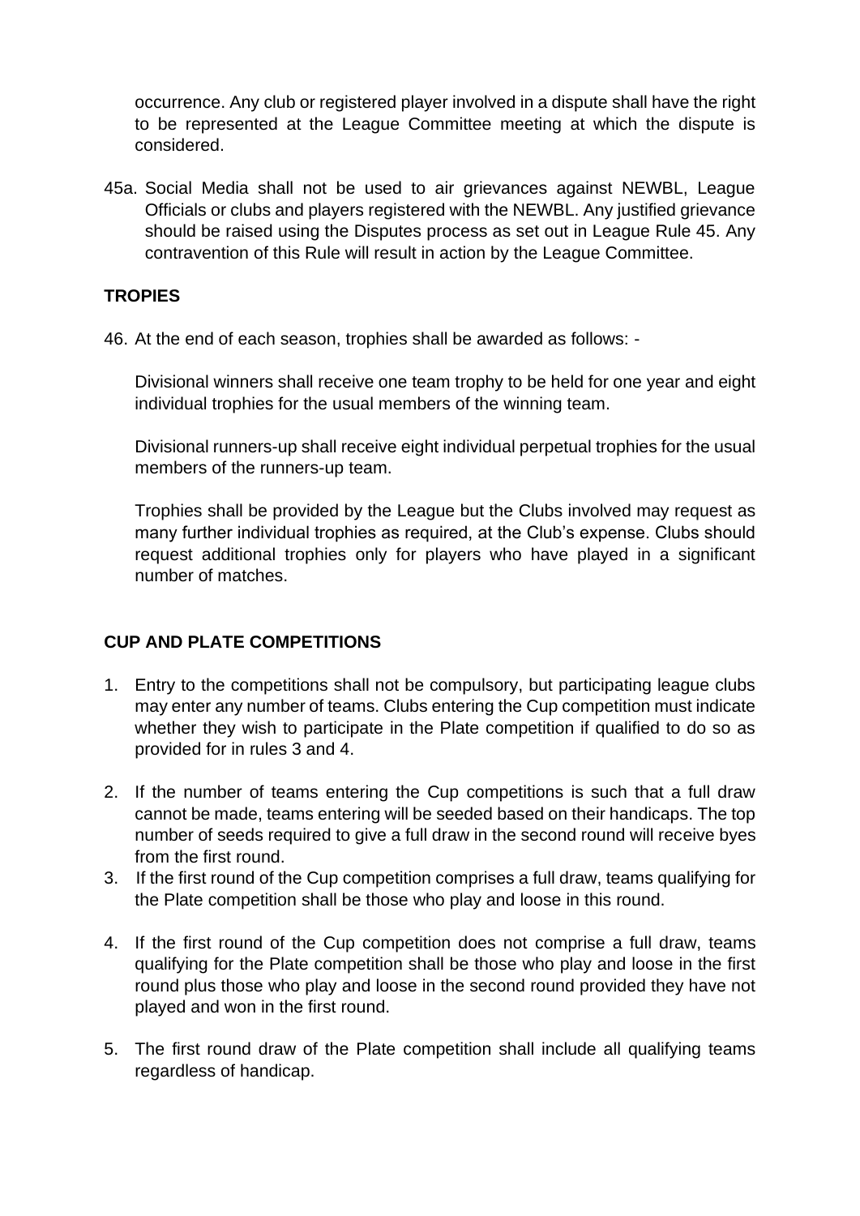occurrence. Any club or registered player involved in a dispute shall have the right to be represented at the League Committee meeting at which the dispute is considered.

45a. Social Media shall not be used to air grievances against NEWBL, League Officials or clubs and players registered with the NEWBL. Any justified grievance should be raised using the Disputes process as set out in League Rule 45. Any contravention of this Rule will result in action by the League Committee.

## TROPIES

46. At the end of each season, trophies shall be awarded as follows: -

    Divisional winners shall receive one team trophy to be held for one year and eight individual trophies for the usual members of the winning team.

    Divisional runners-up shall receive eight individual perpetual trophies for the usual members of the runners-up team.

    Trophies shall be provided by the League but the Clubs involved may request as many further individual trophies as required, at the Club's expense. Clubs should request additional trophies only for players who have played in a significant number of matches.

## CUP AND PLATE COMPETITIONS

1. Entry to the competitions shall not be compulsory, but participating league clubs may enter any number of teams. Clubs entering the Cup competition must indicate whether they wish to participate in the Plate competition if qualified to do so as provided for in rules 3 and 4.

2. If the number of teams entering the Cup competitions is such that a full draw cannot be made, teams entering will be seeded based on their handicaps. The top number of seeds required to give a full draw in the second round will receive byes from the first round.

3. If the first round of the Cup competition comprises a full draw, teams qualifying for the Plate competition shall be those who play and loose in this round.

4. If the first round of the Cup competition does not comprise a full draw, teams qualifying for the Plate competition shall be those who play and loose in the first round plus those who play and loose in the second round provided they have not played and won in the first round.

5. The first round draw of the Plate competition shall include all qualifying teams regardless of handicap.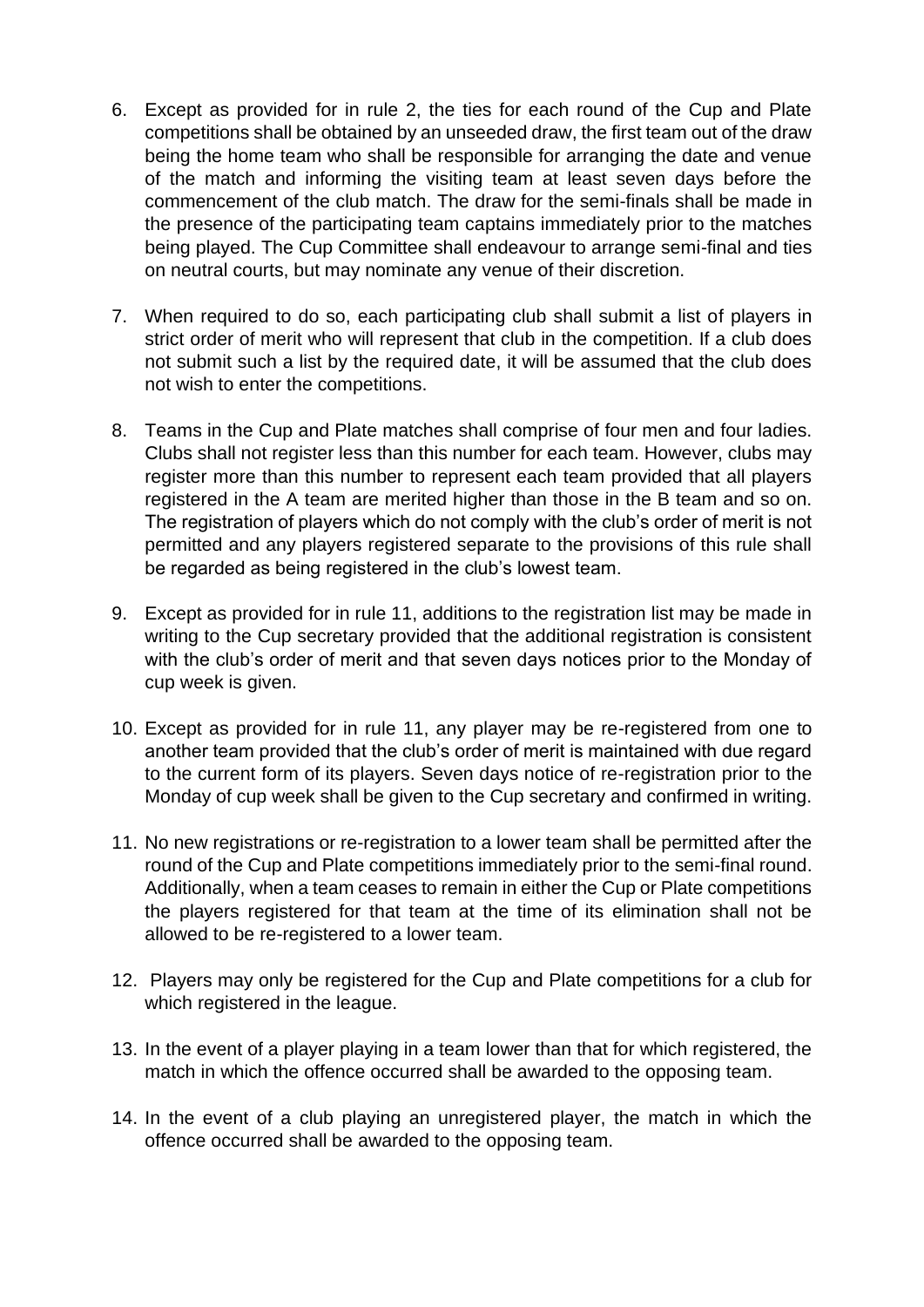6. Except as provided for in rule 2, the ties for each round of the Cup and Plate competitions shall be obtained by an unseeded draw, the first team out of the draw being the home team who shall be responsible for arranging the date and venue of the match and informing the visiting team at least seven days before the commencement of the club match. The draw for the semi-finals shall be made in the presence of the participating team captains immediately prior to the matches being played. The Cup Committee shall endeavour to arrange semi-final and ties on neutral courts, but may nominate any venue of their discretion.

7. When required to do so, each participating club shall submit a list of players in strict order of merit who will represent that club in the competition. If a club does not submit such a list by the required date, it will be assumed that the club does not wish to enter the competitions.

8. Teams in the Cup and Plate matches shall comprise of four men and four ladies. Clubs shall not register less than this number for each team. However, clubs may register more than this number to represent each team provided that all players registered in the A team are merited higher than those in the B team and so on. The registration of players which do not comply with the club's order of merit is not permitted and any players registered separate to the provisions of this rule shall be regarded as being registered in the club's lowest team.

9. Except as provided for in rule 11, additions to the registration list may be made in writing to the Cup secretary provided that the additional registration is consistent with the club's order of merit and that seven days notices prior to the Monday of cup week is given.

10. Except as provided for in rule 11, any player may be re-registered from one to another team provided that the club's order of merit is maintained with due regard to the current form of its players. Seven days notice of re-registration prior to the Monday of cup week shall be given to the Cup secretary and confirmed in writing.

11. No new registrations or re-registration to a lower team shall be permitted after the round of the Cup and Plate competitions immediately prior to the semi-final round. Additionally, when a team ceases to remain in either the Cup or Plate competitions the players registered for that team at the time of its elimination shall not be allowed to be re-registered to a lower team.

12. Players may only be registered for the Cup and Plate competitions for a club for which registered in the league.

13. In the event of a player playing in a team lower than that for which registered, the match in which the offence occurred shall be awarded to the opposing team.

14. In the event of a club playing an unregistered player, the match in which the offence occurred shall be awarded to the opposing team.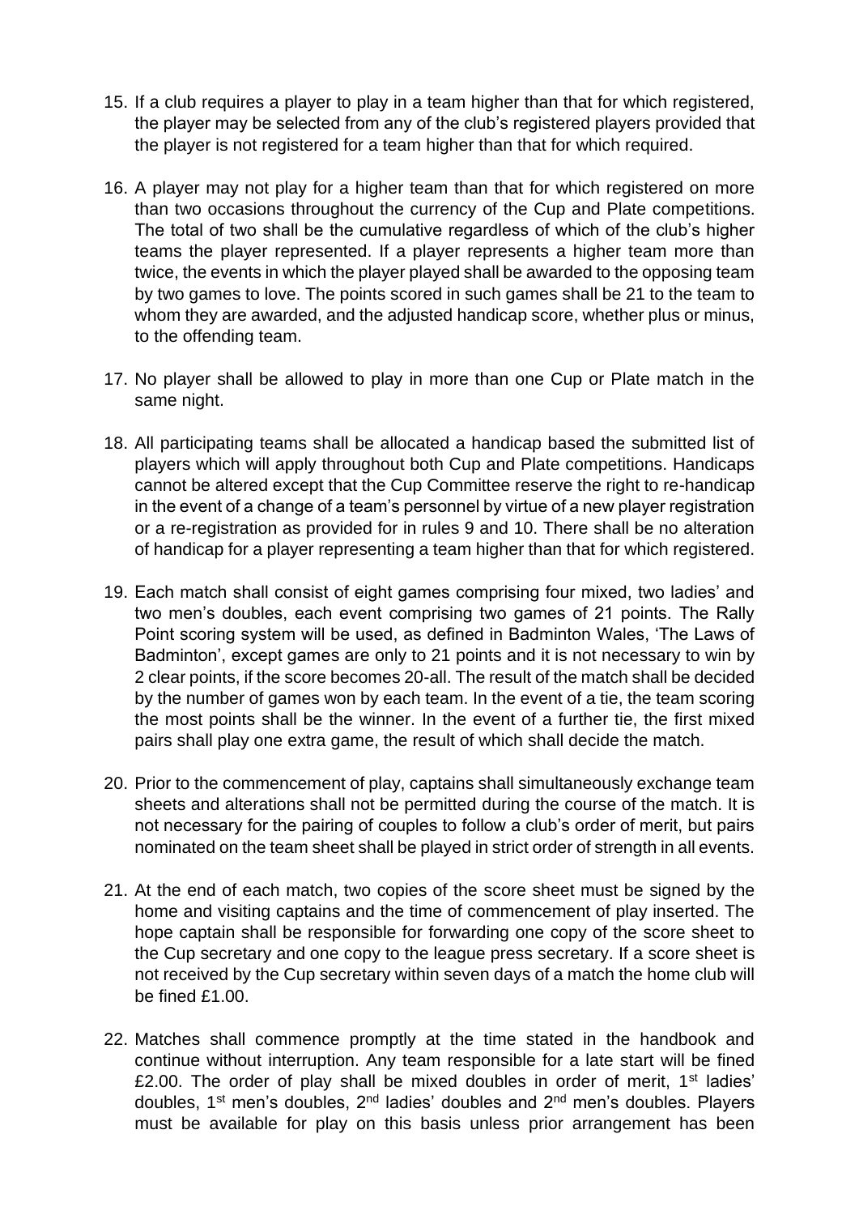15. If a club requires a player to play in a team higher than that for which registered, the player may be selected from any of the club's registered players provided that the player is not registered for a team higher than that for which required.

16. A player may not play for a higher team than that for which registered on more than two occasions throughout the currency of the Cup and Plate competitions. The total of two shall be the cumulative regardless of which of the club's higher teams the player represented. If a player represents a higher team more than twice, the events in which the player played shall be awarded to the opposing team by two games to love. The points scored in such games shall be 21 to the team to whom they are awarded, and the adjusted handicap score, whether plus or minus, to the offending team.

17. No player shall be allowed to play in more than one Cup or Plate match in the same night.

18. All participating teams shall be allocated a handicap based the submitted list of players which will apply throughout both Cup and Plate competitions. Handicaps cannot be altered except that the Cup Committee reserve the right to re-handicap in the event of a change of a team's personnel by virtue of a new player registration or a re-registration as provided for in rules 9 and 10. There shall be no alteration of handicap for a player representing a team higher than that for which registered.

19. Each match shall consist of eight games comprising four mixed, two ladies' and two men's doubles, each event comprising two games of 21 points. The Rally Point scoring system will be used, as defined in Badminton Wales, 'The Laws of Badminton', except games are only to 21 points and it is not necessary to win by 2 clear points, if the score becomes 20-all. The result of the match shall be decided by the number of games won by each team. In the event of a tie, the team scoring the most points shall be the winner. In the event of a further tie, the first mixed pairs shall play one extra game, the result of which shall decide the match.

20. Prior to the commencement of play, captains shall simultaneously exchange team sheets and alterations shall not be permitted during the course of the match. It is not necessary for the pairing of couples to follow a club's order of merit, but pairs nominated on the team sheet shall be played in strict order of strength in all events.

21. At the end of each match, two copies of the score sheet must be signed by the home and visiting captains and the time of commencement of play inserted. The hope captain shall be responsible for forwarding one copy of the score sheet to the Cup secretary and one copy to the league press secretary. If a score sheet is not received by the Cup secretary within seven days of a match the home club will be fined £1.00.

22. Matches shall commence promptly at the time stated in the handbook and continue without interruption. Any team responsible for a late start will be fined £2.00. The order of play shall be mixed doubles in order of merit, 1st ladies' doubles, 1st men's doubles, 2nd ladies' doubles and 2nd men's doubles. Players must be available for play on this basis unless prior arrangement has been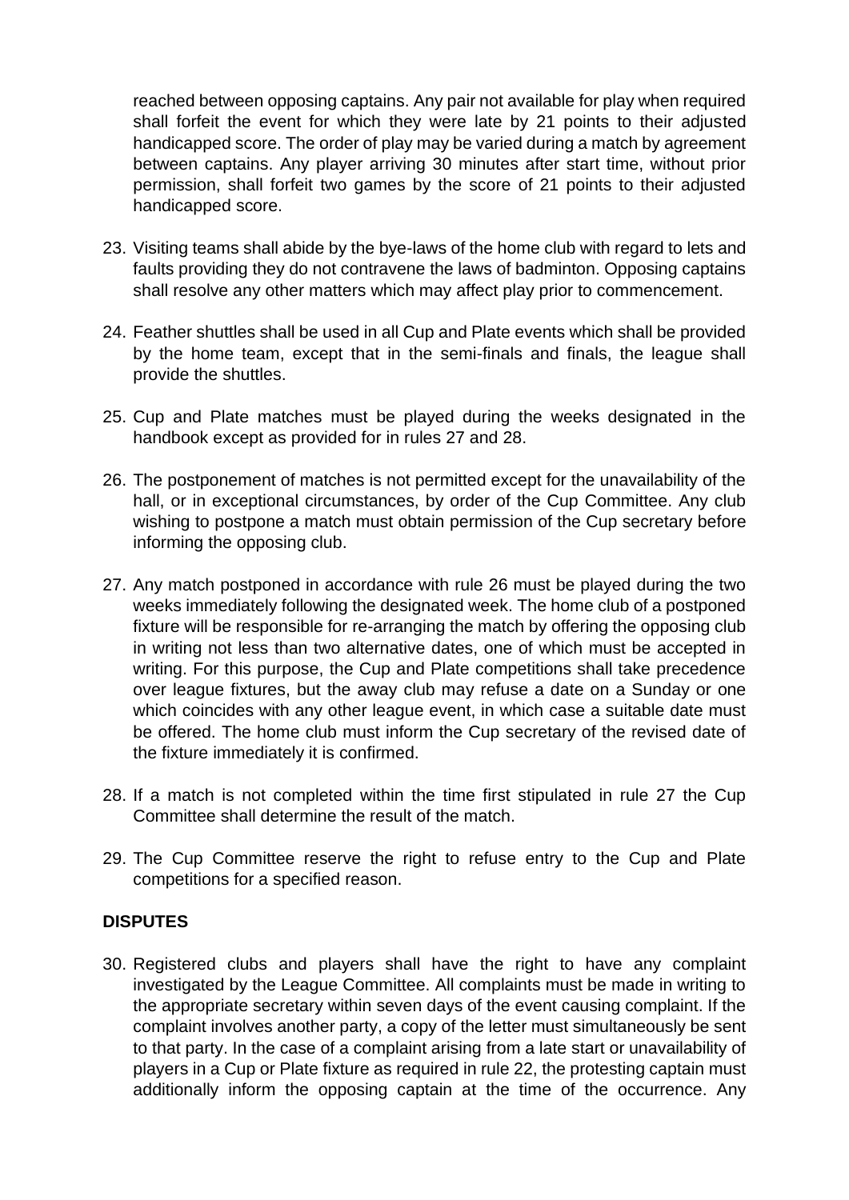reached between opposing captains. Any pair not available for play when required shall forfeit the event for which they were late by 21 points to their adjusted handicapped score. The order of play may be varied during a match by agreement between captains. Any player arriving 30 minutes after start time, without prior permission, shall forfeit two games by the score of 21 points to their adjusted handicapped score.

23. Visiting teams shall abide by the bye-laws of the home club with regard to lets and faults providing they do not contravene the laws of badminton. Opposing captains shall resolve any other matters which may affect play prior to commencement.

24. Feather shuttles shall be used in all Cup and Plate events which shall be provided by the home team, except that in the semi-finals and finals, the league shall provide the shuttles.

25. Cup and Plate matches must be played during the weeks designated in the handbook except as provided for in rules 27 and 28.

26. The postponement of matches is not permitted except for the unavailability of the hall, or in exceptional circumstances, by order of the Cup Committee. Any club wishing to postpone a match must obtain permission of the Cup secretary before informing the opposing club.

27. Any match postponed in accordance with rule 26 must be played during the two weeks immediately following the designated week. The home club of a postponed fixture will be responsible for re-arranging the match by offering the opposing club in writing not less than two alternative dates, one of which must be accepted in writing. For this purpose, the Cup and Plate competitions shall take precedence over league fixtures, but the away club may refuse a date on a Sunday or one which coincides with any other league event, in which case a suitable date must be offered. The home club must inform the Cup secretary of the revised date of the fixture immediately it is confirmed.

28. If a match is not completed within the time first stipulated in rule 27 the Cup Committee shall determine the result of the match.

29. The Cup Committee reserve the right to refuse entry to the Cup and Plate competitions for a specified reason.

## DISPUTES

30. Registered clubs and players shall have the right to have any complaint investigated by the League Committee. All complaints must be made in writing to the appropriate secretary within seven days of the event causing complaint. If the complaint involves another party, a copy of the letter must simultaneously be sent to that party. In the case of a complaint arising from a late start or unavailability of players in a Cup or Plate fixture as required in rule 22, the protesting captain must additionally inform the opposing captain at the time of the occurrence. Any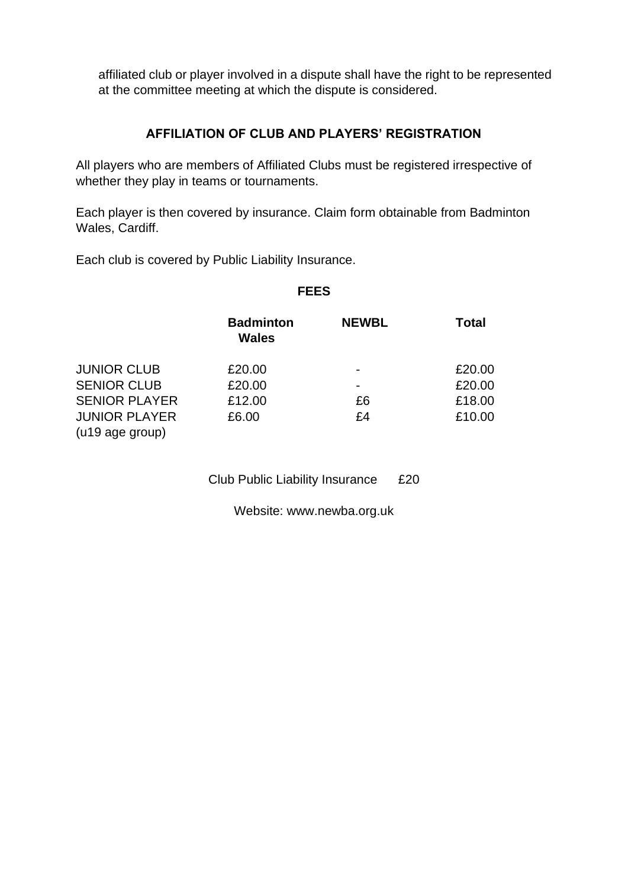affiliated club or player involved in a dispute shall have the right to be represented at the committee meeting at which the dispute is considered.

## AFFILIATION OF CLUB AND PLAYERS' REGISTRATION

All players who are members of Affiliated Clubs must be registered irrespective of whether they play in teams or tournaments.

Each player is then covered by insurance. Claim form obtainable from Badminton Wales, Cardiff.

Each club is covered by Public Liability Insurance.

### FEES

| | Badminton Wales | NEWBL | Total |
|---|---|---|---|
| JUNIOR CLUB | £20.00 | - | £20.00 |
| SENIOR CLUB | £20.00 | - | £20.00 |
| SENIOR PLAYER | £12.00 | £6 | £18.00 |
| JUNIOR PLAYER (u19 age group) | £6.00 | £4 | £10.00 |

Club Public Liability Insurance £20

Website: www.newba.org.uk